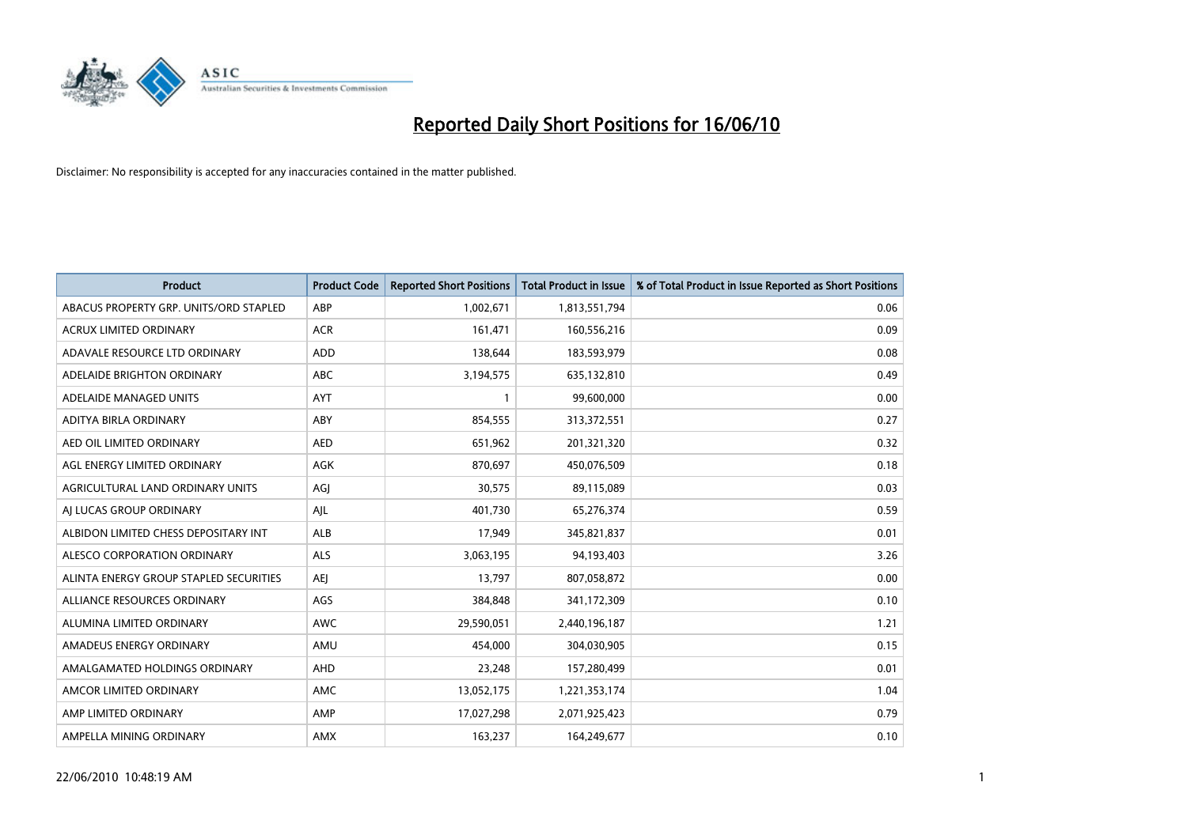# Reported Daily Short Positions for 16/06/10

Disclaimer: No responsibility is accepted for any inaccuracies contained in the matter published.

| Product | Product Code | Reported Short Positions | Total Product in Issue | % of Total Product in Issue Reported as Short Positions |
|---|---|---|---|---|
| ABACUS PROPERTY GRP. UNITS/ORD STAPLED | ABP | 1,002,671 | 1,813,551,794 | 0.06 |
| ACRUX LIMITED ORDINARY | ACR | 161,471 | 160,556,216 | 0.09 |
| ADAVALE RESOURCE LTD ORDINARY | ADD | 138,644 | 183,593,979 | 0.08 |
| ADELAIDE BRIGHTON ORDINARY | ABC | 3,194,575 | 635,132,810 | 0.49 |
| ADELAIDE MANAGED UNITS | AYT | 1 | 99,600,000 | 0.00 |
| ADITYA BIRLA ORDINARY | ABY | 854,555 | 313,372,551 | 0.27 |
| AED OIL LIMITED ORDINARY | AED | 651,962 | 201,321,320 | 0.32 |
| AGL ENERGY LIMITED ORDINARY | AGK | 870,697 | 450,076,509 | 0.18 |
| AGRICULTURAL LAND ORDINARY UNITS | AGJ | 30,575 | 89,115,089 | 0.03 |
| AJ LUCAS GROUP ORDINARY | AJL | 401,730 | 65,276,374 | 0.59 |
| ALBIDON LIMITED CHESS DEPOSITARY INT | ALB | 17,949 | 345,821,837 | 0.01 |
| ALESCO CORPORATION ORDINARY | ALS | 3,063,195 | 94,193,403 | 3.26 |
| ALINTA ENERGY GROUP STAPLED SECURITIES | AEJ | 13,797 | 807,058,872 | 0.00 |
| ALLIANCE RESOURCES ORDINARY | AGS | 384,848 | 341,172,309 | 0.10 |
| ALUMINA LIMITED ORDINARY | AWC | 29,590,051 | 2,440,196,187 | 1.21 |
| AMADEUS ENERGY ORDINARY | AMU | 454,000 | 304,030,905 | 0.15 |
| AMALGAMATED HOLDINGS ORDINARY | AHD | 23,248 | 157,280,499 | 0.01 |
| AMCOR LIMITED ORDINARY | AMC | 13,052,175 | 1,221,353,174 | 1.04 |
| AMP LIMITED ORDINARY | AMP | 17,027,298 | 2,071,925,423 | 0.79 |
| AMPELLA MINING ORDINARY | AMX | 163,237 | 164,249,677 | 0.10 |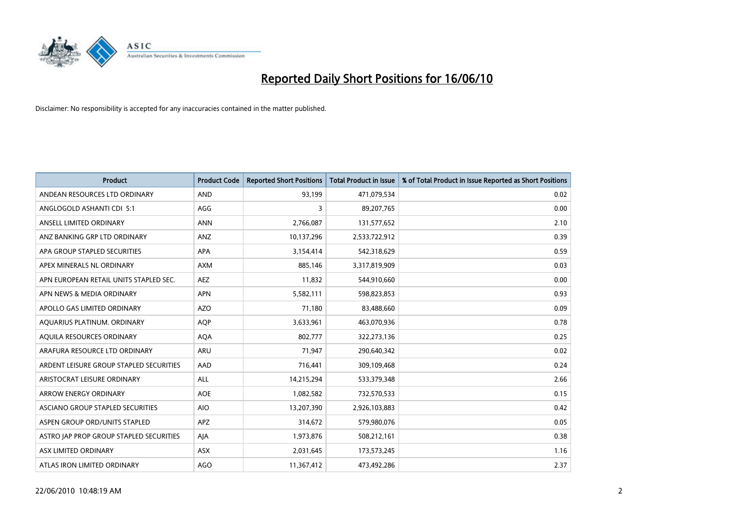# Reported Daily Short Positions for 16/06/10

Disclaimer: No responsibility is accepted for any inaccuracies contained in the matter published.

| Product | Product Code | Reported Short Positions | Total Product in Issue | % of Total Product in Issue Reported as Short Positions |
|---|---|---|---|---|
| ANDEAN RESOURCES LTD ORDINARY | AND | 93,199 | 471,079,534 | 0.02 |
| ANGLOGOLD ASHANTI CDI 5:1 | AGG | 3 | 89,207,765 | 0.00 |
| ANSELL LIMITED ORDINARY | ANN | 2,766,087 | 131,577,652 | 2.10 |
| ANZ BANKING GRP LTD ORDINARY | ANZ | 10,137,296 | 2,533,722,912 | 0.39 |
| APA GROUP STAPLED SECURITIES | APA | 3,154,414 | 542,318,629 | 0.59 |
| APEX MINERALS NL ORDINARY | AXM | 885,146 | 3,317,819,909 | 0.03 |
| APN EUROPEAN RETAIL UNITS STAPLED SEC. | AEZ | 11,832 | 544,910,660 | 0.00 |
| APN NEWS & MEDIA ORDINARY | APN | 5,582,111 | 598,823,853 | 0.93 |
| APOLLO GAS LIMITED ORDINARY | AZO | 71,180 | 83,488,660 | 0.09 |
| AQUARIUS PLATINUM. ORDINARY | AQP | 3,633,961 | 463,070,936 | 0.78 |
| AQUILA RESOURCES ORDINARY | AQA | 802,777 | 322,273,136 | 0.25 |
| ARAFURA RESOURCE LTD ORDINARY | ARU | 71,947 | 290,640,342 | 0.02 |
| ARDENT LEISURE GROUP STAPLED SECURITIES | AAD | 716,441 | 309,109,468 | 0.24 |
| ARISTOCRAT LEISURE ORDINARY | ALL | 14,215,294 | 533,379,348 | 2.66 |
| ARROW ENERGY ORDINARY | AOE | 1,082,582 | 732,570,533 | 0.15 |
| ASCIANO GROUP STAPLED SECURITIES | AIO | 13,207,390 | 2,926,103,883 | 0.42 |
| ASPEN GROUP ORD/UNITS STAPLED | APZ | 314,672 | 579,980,076 | 0.05 |
| ASTRO JAP PROP GROUP STAPLED SECURITIES | AJA | 1,973,876 | 508,212,161 | 0.38 |
| ASX LIMITED ORDINARY | ASX | 2,031,645 | 173,573,245 | 1.16 |
| ATLAS IRON LIMITED ORDINARY | AGO | 11,367,412 | 473,492,286 | 2.37 |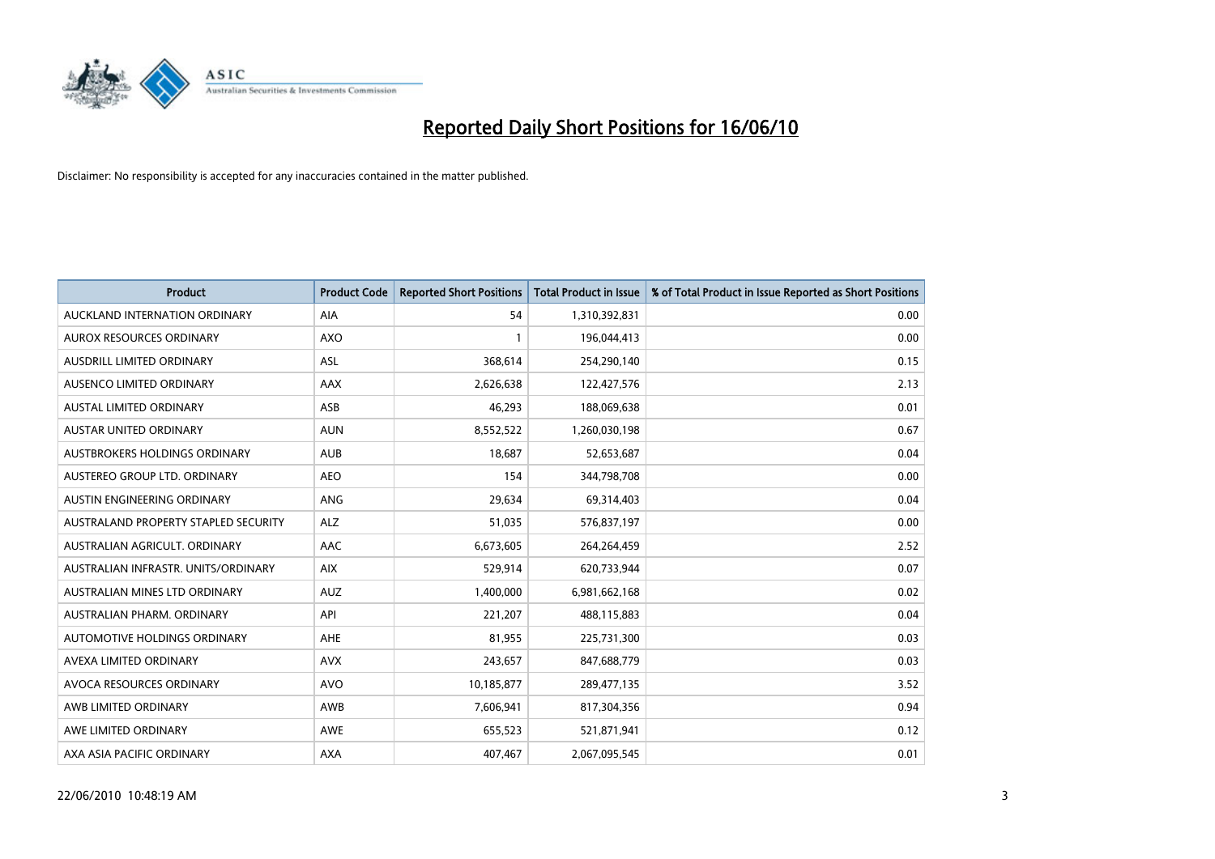# Reported Daily Short Positions for 16/06/10

Disclaimer: No responsibility is accepted for any inaccuracies contained in the matter published.

| Product | Product Code | Reported Short Positions | Total Product in Issue | % of Total Product in Issue Reported as Short Positions |
|---|---|---|---|---|
| AUCKLAND INTERNATION ORDINARY | AIA | 54 | 1,310,392,831 | 0.00 |
| AUROX RESOURCES ORDINARY | AXO | 1 | 196,044,413 | 0.00 |
| AUSDRILL LIMITED ORDINARY | ASL | 368,614 | 254,290,140 | 0.15 |
| AUSENCO LIMITED ORDINARY | AAX | 2,626,638 | 122,427,576 | 2.13 |
| AUSTAL LIMITED ORDINARY | ASB | 46,293 | 188,069,638 | 0.01 |
| AUSTAR UNITED ORDINARY | AUN | 8,552,522 | 1,260,030,198 | 0.67 |
| AUSTBROKERS HOLDINGS ORDINARY | AUB | 18,687 | 52,653,687 | 0.04 |
| AUSTEREO GROUP LTD. ORDINARY | AEO | 154 | 344,798,708 | 0.00 |
| AUSTIN ENGINEERING ORDINARY | ANG | 29,634 | 69,314,403 | 0.04 |
| AUSTRALAND PROPERTY STAPLED SECURITY | ALZ | 51,035 | 576,837,197 | 0.00 |
| AUSTRALIAN AGRICULT. ORDINARY | AAC | 6,673,605 | 264,264,459 | 2.52 |
| AUSTRALIAN INFRASTR. UNITS/ORDINARY | AIX | 529,914 | 620,733,944 | 0.07 |
| AUSTRALIAN MINES LTD ORDINARY | AUZ | 1,400,000 | 6,981,662,168 | 0.02 |
| AUSTRALIAN PHARM. ORDINARY | API | 221,207 | 488,115,883 | 0.04 |
| AUTOMOTIVE HOLDINGS ORDINARY | AHE | 81,955 | 225,731,300 | 0.03 |
| AVEXA LIMITED ORDINARY | AVX | 243,657 | 847,688,779 | 0.03 |
| AVOCA RESOURCES ORDINARY | AVO | 10,185,877 | 289,477,135 | 3.52 |
| AWB LIMITED ORDINARY | AWB | 7,606,941 | 817,304,356 | 0.94 |
| AWE LIMITED ORDINARY | AWE | 655,523 | 521,871,941 | 0.12 |
| AXA ASIA PACIFIC ORDINARY | AXA | 407,467 | 2,067,095,545 | 0.01 |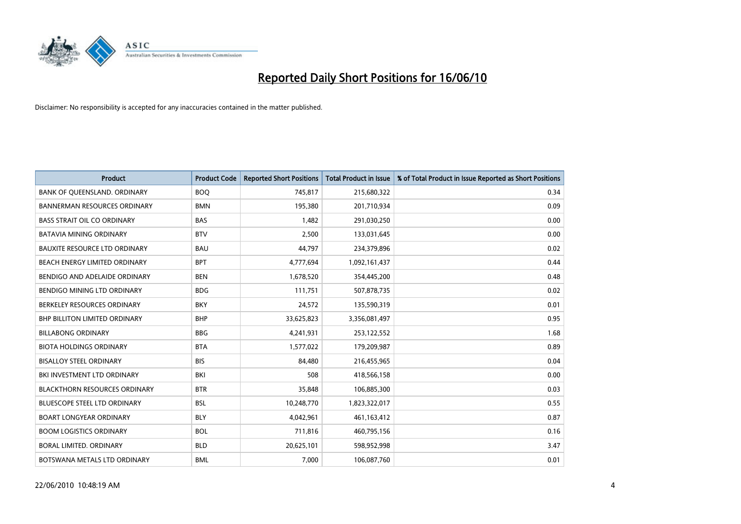# Reported Daily Short Positions for 16/06/10

Disclaimer: No responsibility is accepted for any inaccuracies contained in the matter published.

| Product | Product Code | Reported Short Positions | Total Product in Issue | % of Total Product in Issue Reported as Short Positions |
|---|---|---|---|---|
| BANK OF QUEENSLAND. ORDINARY | BOQ | 745,817 | 215,680,322 | 0.34 |
| BANNERMAN RESOURCES ORDINARY | BMN | 195,380 | 201,710,934 | 0.09 |
| BASS STRAIT OIL CO ORDINARY | BAS | 1,482 | 291,030,250 | 0.00 |
| BATAVIA MINING ORDINARY | BTV | 2,500 | 133,031,645 | 0.00 |
| BAUXITE RESOURCE LTD ORDINARY | BAU | 44,797 | 234,379,896 | 0.02 |
| BEACH ENERGY LIMITED ORDINARY | BPT | 4,777,694 | 1,092,161,437 | 0.44 |
| BENDIGO AND ADELAIDE ORDINARY | BEN | 1,678,520 | 354,445,200 | 0.48 |
| BENDIGO MINING LTD ORDINARY | BDG | 111,751 | 507,878,735 | 0.02 |
| BERKELEY RESOURCES ORDINARY | BKY | 24,572 | 135,590,319 | 0.01 |
| BHP BILLITON LIMITED ORDINARY | BHP | 33,625,823 | 3,356,081,497 | 0.95 |
| BILLABONG ORDINARY | BBG | 4,241,931 | 253,122,552 | 1.68 |
| BIOTA HOLDINGS ORDINARY | BTA | 1,577,022 | 179,209,987 | 0.89 |
| BISALLOY STEEL ORDINARY | BIS | 84,480 | 216,455,965 | 0.04 |
| BKI INVESTMENT LTD ORDINARY | BKI | 508 | 418,566,158 | 0.00 |
| BLACKTHORN RESOURCES ORDINARY | BTR | 35,848 | 106,885,300 | 0.03 |
| BLUESCOPE STEEL LTD ORDINARY | BSL | 10,248,770 | 1,823,322,017 | 0.55 |
| BOART LONGYEAR ORDINARY | BLY | 4,042,961 | 461,163,412 | 0.87 |
| BOOM LOGISTICS ORDINARY | BOL | 711,816 | 460,795,156 | 0.16 |
| BORAL LIMITED. ORDINARY | BLD | 20,625,101 | 598,952,998 | 3.47 |
| BOTSWANA METALS LTD ORDINARY | BML | 7,000 | 106,087,760 | 0.01 |

22/06/2010 10:48:19 AM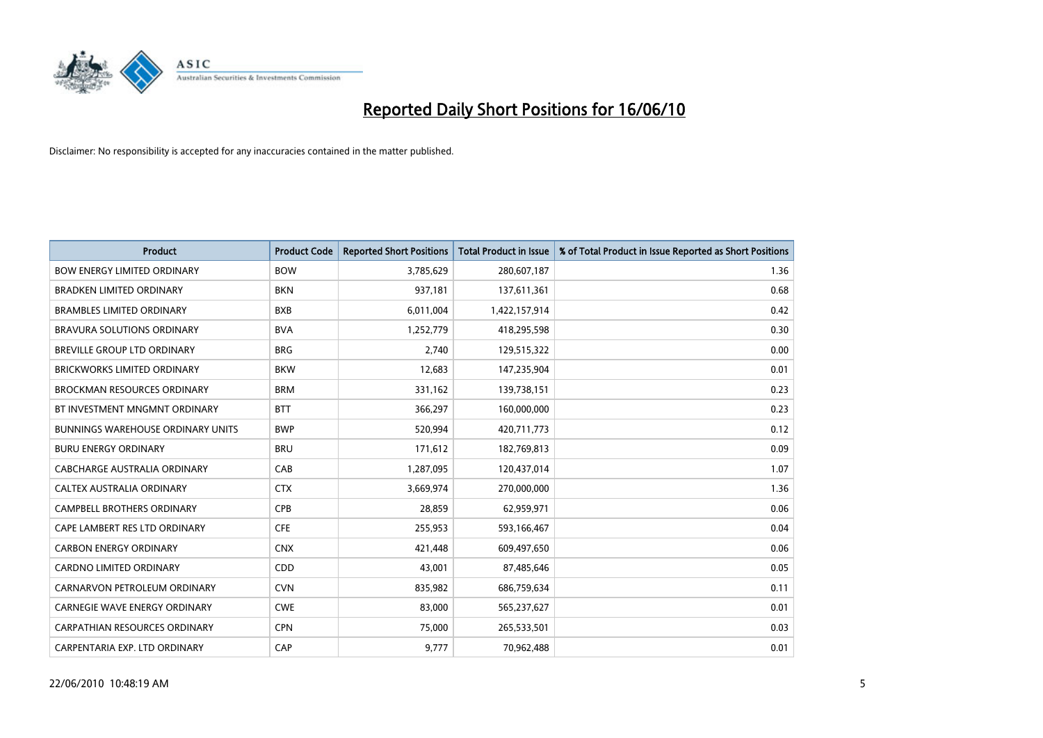# Reported Daily Short Positions for 16/06/10

Disclaimer: No responsibility is accepted for any inaccuracies contained in the matter published.

| Product | Product Code | Reported Short Positions | Total Product in Issue | % of Total Product in Issue Reported as Short Positions |
|---|---|---|---|---|
| BOW ENERGY LIMITED ORDINARY | BOW | 3,785,629 | 280,607,187 | 1.36 |
| BRADKEN LIMITED ORDINARY | BKN | 937,181 | 137,611,361 | 0.68 |
| BRAMBLES LIMITED ORDINARY | BXB | 6,011,004 | 1,422,157,914 | 0.42 |
| BRAVURA SOLUTIONS ORDINARY | BVA | 1,252,779 | 418,295,598 | 0.30 |
| BREVILLE GROUP LTD ORDINARY | BRG | 2,740 | 129,515,322 | 0.00 |
| BRICKWORKS LIMITED ORDINARY | BKW | 12,683 | 147,235,904 | 0.01 |
| BROCKMAN RESOURCES ORDINARY | BRM | 331,162 | 139,738,151 | 0.23 |
| BT INVESTMENT MNGMNT ORDINARY | BTT | 366,297 | 160,000,000 | 0.23 |
| BUNNINGS WAREHOUSE ORDINARY UNITS | BWP | 520,994 | 420,711,773 | 0.12 |
| BURU ENERGY ORDINARY | BRU | 171,612 | 182,769,813 | 0.09 |
| CABCHARGE AUSTRALIA ORDINARY | CAB | 1,287,095 | 120,437,014 | 1.07 |
| CALTEX AUSTRALIA ORDINARY | CTX | 3,669,974 | 270,000,000 | 1.36 |
| CAMPBELL BROTHERS ORDINARY | CPB | 28,859 | 62,959,971 | 0.06 |
| CAPE LAMBERT RES LTD ORDINARY | CFE | 255,953 | 593,166,467 | 0.04 |
| CARBON ENERGY ORDINARY | CNX | 421,448 | 609,497,650 | 0.06 |
| CARDNO LIMITED ORDINARY | CDD | 43,001 | 87,485,646 | 0.05 |
| CARNARVON PETROLEUM ORDINARY | CVN | 835,982 | 686,759,634 | 0.11 |
| CARNEGIE WAVE ENERGY ORDINARY | CWE | 83,000 | 565,237,627 | 0.01 |
| CARPATHIAN RESOURCES ORDINARY | CPN | 75,000 | 265,533,501 | 0.03 |
| CARPENTARIA EXP. LTD ORDINARY | CAP | 9,777 | 70,962,488 | 0.01 |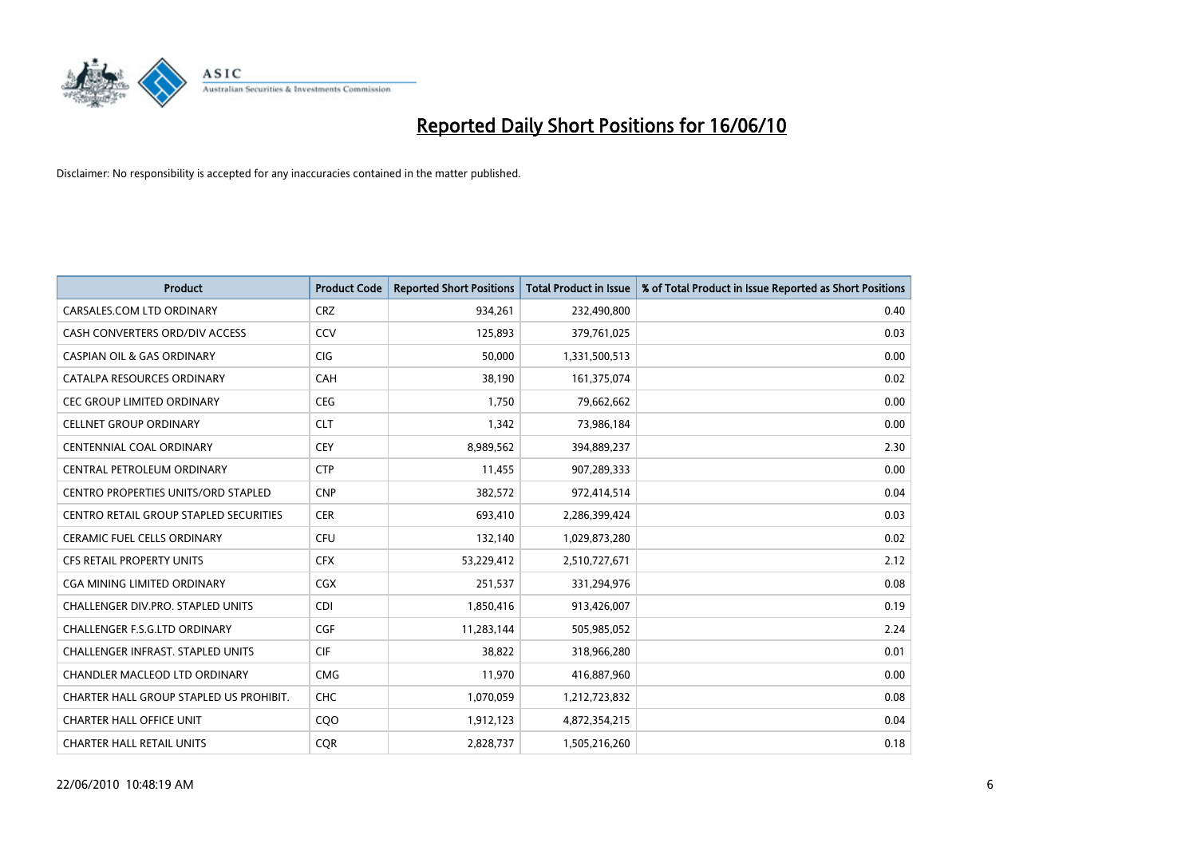# Reported Daily Short Positions for 16/06/10

Disclaimer: No responsibility is accepted for any inaccuracies contained in the matter published.

| Product | Product Code | Reported Short Positions | Total Product in Issue | % of Total Product in Issue Reported as Short Positions |
|---|---|---|---|---|
| CARSALES.COM LTD ORDINARY | CRZ | 934,261 | 232,490,800 | 0.40 |
| CASH CONVERTERS ORD/DIV ACCESS | CCV | 125,893 | 379,761,025 | 0.03 |
| CASPIAN OIL & GAS ORDINARY | CIG | 50,000 | 1,331,500,513 | 0.00 |
| CATALPA RESOURCES ORDINARY | CAH | 38,190 | 161,375,074 | 0.02 |
| CEC GROUP LIMITED ORDINARY | CEG | 1,750 | 79,662,662 | 0.00 |
| CELLNET GROUP ORDINARY | CLT | 1,342 | 73,986,184 | 0.00 |
| CENTENNIAL COAL ORDINARY | CEY | 8,989,562 | 394,889,237 | 2.30 |
| CENTRAL PETROLEUM ORDINARY | CTP | 11,455 | 907,289,333 | 0.00 |
| CENTRO PROPERTIES UNITS/ORD STAPLED | CNP | 382,572 | 972,414,514 | 0.04 |
| CENTRO RETAIL GROUP STAPLED SECURITIES | CER | 693,410 | 2,286,399,424 | 0.03 |
| CERAMIC FUEL CELLS ORDINARY | CFU | 132,140 | 1,029,873,280 | 0.02 |
| CFS RETAIL PROPERTY UNITS | CFX | 53,229,412 | 2,510,727,671 | 2.12 |
| CGA MINING LIMITED ORDINARY | CGX | 251,537 | 331,294,976 | 0.08 |
| CHALLENGER DIV.PRO. STAPLED UNITS | CDI | 1,850,416 | 913,426,007 | 0.19 |
| CHALLENGER F.S.G.LTD ORDINARY | CGF | 11,283,144 | 505,985,052 | 2.24 |
| CHALLENGER INFRAST. STAPLED UNITS | CIF | 38,822 | 318,966,280 | 0.01 |
| CHANDLER MACLEOD LTD ORDINARY | CMG | 11,970 | 416,887,960 | 0.00 |
| CHARTER HALL GROUP STAPLED US PROHIBIT. | CHC | 1,070,059 | 1,212,723,832 | 0.08 |
| CHARTER HALL OFFICE UNIT | CQO | 1,912,123 | 4,872,354,215 | 0.04 |
| CHARTER HALL RETAIL UNITS | CQR | 2,828,737 | 1,505,216,260 | 0.18 |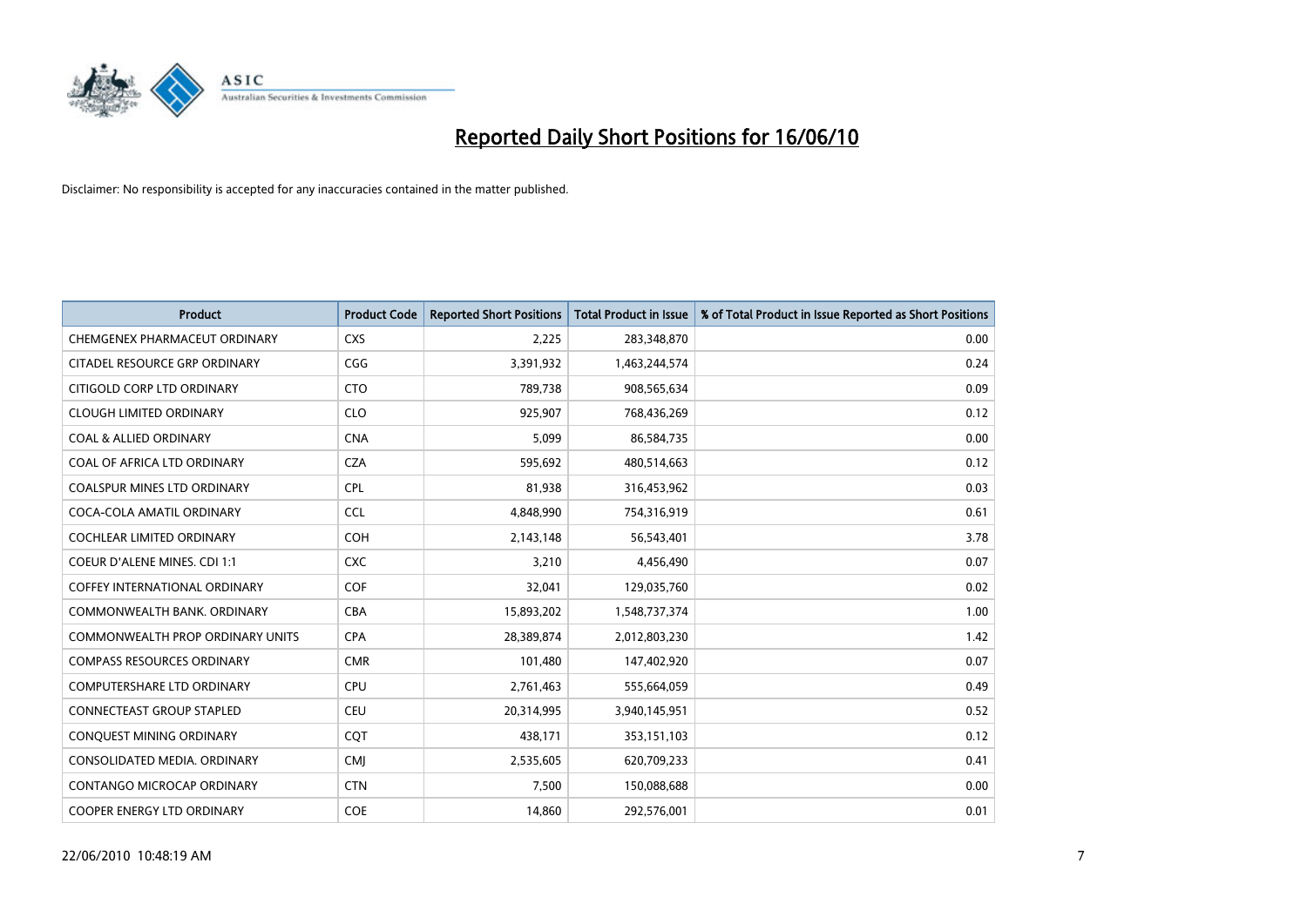# Reported Daily Short Positions for 16/06/10

Disclaimer: No responsibility is accepted for any inaccuracies contained in the matter published.

| Product | Product Code | Reported Short Positions | Total Product in Issue | % of Total Product in Issue Reported as Short Positions |
|---|---|---|---|---|
| CHEMGENEX PHARMACEUT ORDINARY | CXS | 2,225 | 283,348,870 | 0.00 |
| CITADEL RESOURCE GRP ORDINARY | CGG | 3,391,932 | 1,463,244,574 | 0.24 |
| CITIGOLD CORP LTD ORDINARY | CTO | 789,738 | 908,565,634 | 0.09 |
| CLOUGH LIMITED ORDINARY | CLO | 925,907 | 768,436,269 | 0.12 |
| COAL & ALLIED ORDINARY | CNA | 5,099 | 86,584,735 | 0.00 |
| COAL OF AFRICA LTD ORDINARY | CZA | 595,692 | 480,514,663 | 0.12 |
| COALSPUR MINES LTD ORDINARY | CPL | 81,938 | 316,453,962 | 0.03 |
| COCA-COLA AMATIL ORDINARY | CCL | 4,848,990 | 754,316,919 | 0.61 |
| COCHLEAR LIMITED ORDINARY | COH | 2,143,148 | 56,543,401 | 3.78 |
| COEUR D'ALENE MINES. CDI 1:1 | CXC | 3,210 | 4,456,490 | 0.07 |
| COFFEY INTERNATIONAL ORDINARY | COF | 32,041 | 129,035,760 | 0.02 |
| COMMONWEALTH BANK. ORDINARY | CBA | 15,893,202 | 1,548,737,374 | 1.00 |
| COMMONWEALTH PROP ORDINARY UNITS | CPA | 28,389,874 | 2,012,803,230 | 1.42 |
| COMPASS RESOURCES ORDINARY | CMR | 101,480 | 147,402,920 | 0.07 |
| COMPUTERSHARE LTD ORDINARY | CPU | 2,761,463 | 555,664,059 | 0.49 |
| CONNECTEAST GROUP STAPLED | CEU | 20,314,995 | 3,940,145,951 | 0.52 |
| CONQUEST MINING ORDINARY | CQT | 438,171 | 353,151,103 | 0.12 |
| CONSOLIDATED MEDIA. ORDINARY | CMJ | 2,535,605 | 620,709,233 | 0.41 |
| CONTANGO MICROCAP ORDINARY | CTN | 7,500 | 150,088,688 | 0.00 |
| COOPER ENERGY LTD ORDINARY | COE | 14,860 | 292,576,001 | 0.01 |

22/06/2010 10:48:19 AM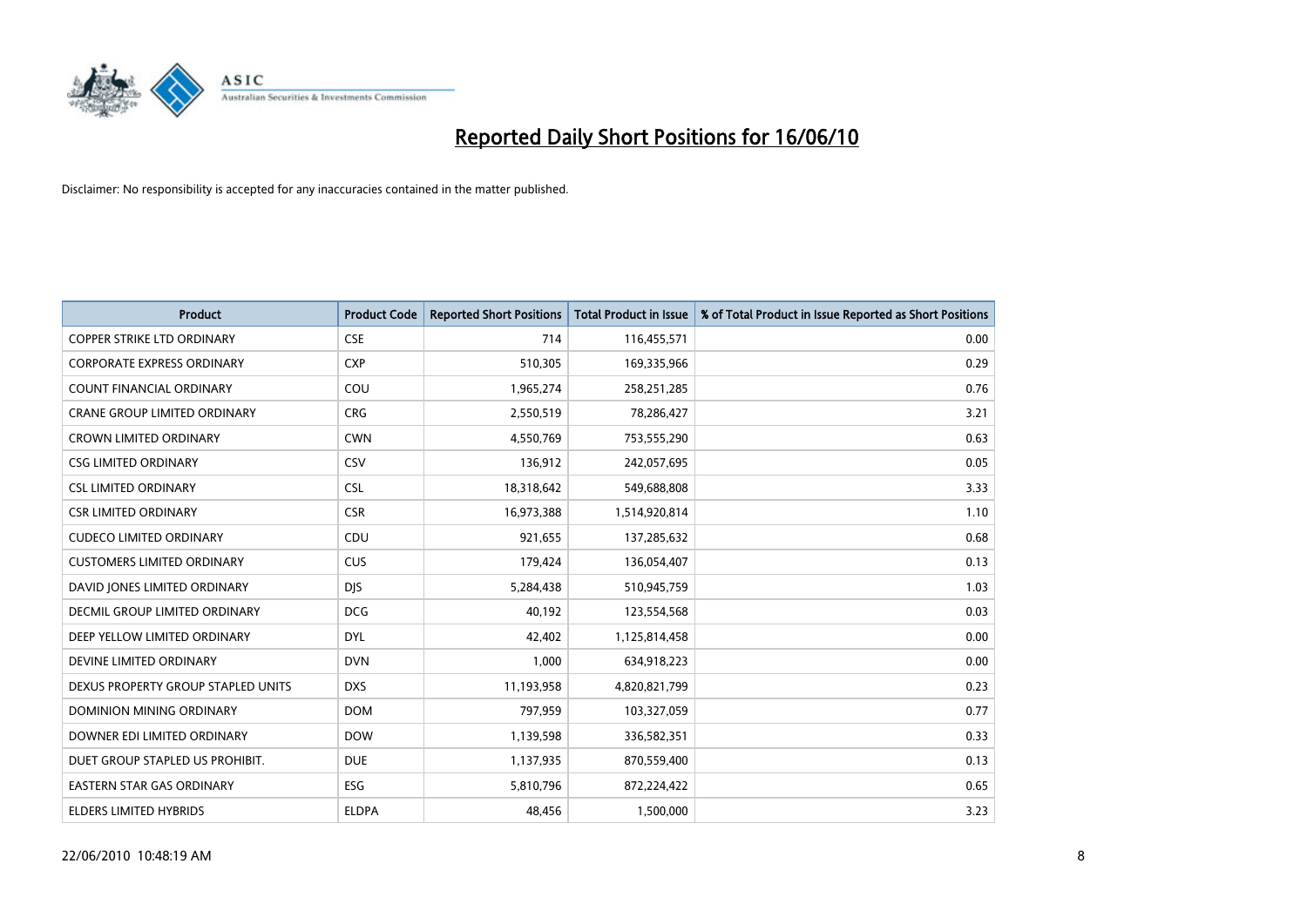# Reported Daily Short Positions for 16/06/10

Disclaimer: No responsibility is accepted for any inaccuracies contained in the matter published.

| Product | Product Code | Reported Short Positions | Total Product in Issue | % of Total Product in Issue Reported as Short Positions |
|---|---|---|---|---|
| COPPER STRIKE LTD ORDINARY | CSE | 714 | 116,455,571 | 0.00 |
| CORPORATE EXPRESS ORDINARY | CXP | 510,305 | 169,335,966 | 0.29 |
| COUNT FINANCIAL ORDINARY | COU | 1,965,274 | 258,251,285 | 0.76 |
| CRANE GROUP LIMITED ORDINARY | CRG | 2,550,519 | 78,286,427 | 3.21 |
| CROWN LIMITED ORDINARY | CWN | 4,550,769 | 753,555,290 | 0.63 |
| CSG LIMITED ORDINARY | CSV | 136,912 | 242,057,695 | 0.05 |
| CSL LIMITED ORDINARY | CSL | 18,318,642 | 549,688,808 | 3.33 |
| CSR LIMITED ORDINARY | CSR | 16,973,388 | 1,514,920,814 | 1.10 |
| CUDECO LIMITED ORDINARY | CDU | 921,655 | 137,285,632 | 0.68 |
| CUSTOMERS LIMITED ORDINARY | CUS | 179,424 | 136,054,407 | 0.13 |
| DAVID JONES LIMITED ORDINARY | DJS | 5,284,438 | 510,945,759 | 1.03 |
| DECMIL GROUP LIMITED ORDINARY | DCG | 40,192 | 123,554,568 | 0.03 |
| DEEP YELLOW LIMITED ORDINARY | DYL | 42,402 | 1,125,814,458 | 0.00 |
| DEVINE LIMITED ORDINARY | DVN | 1,000 | 634,918,223 | 0.00 |
| DEXUS PROPERTY GROUP STAPLED UNITS | DXS | 11,193,958 | 4,820,821,799 | 0.23 |
| DOMINION MINING ORDINARY | DOM | 797,959 | 103,327,059 | 0.77 |
| DOWNER EDI LIMITED ORDINARY | DOW | 1,139,598 | 336,582,351 | 0.33 |
| DUET GROUP STAPLED US PROHIBIT. | DUE | 1,137,935 | 870,559,400 | 0.13 |
| EASTERN STAR GAS ORDINARY | ESG | 5,810,796 | 872,224,422 | 0.65 |
| ELDERS LIMITED HYBRIDS | ELDPA | 48,456 | 1,500,000 | 3.23 |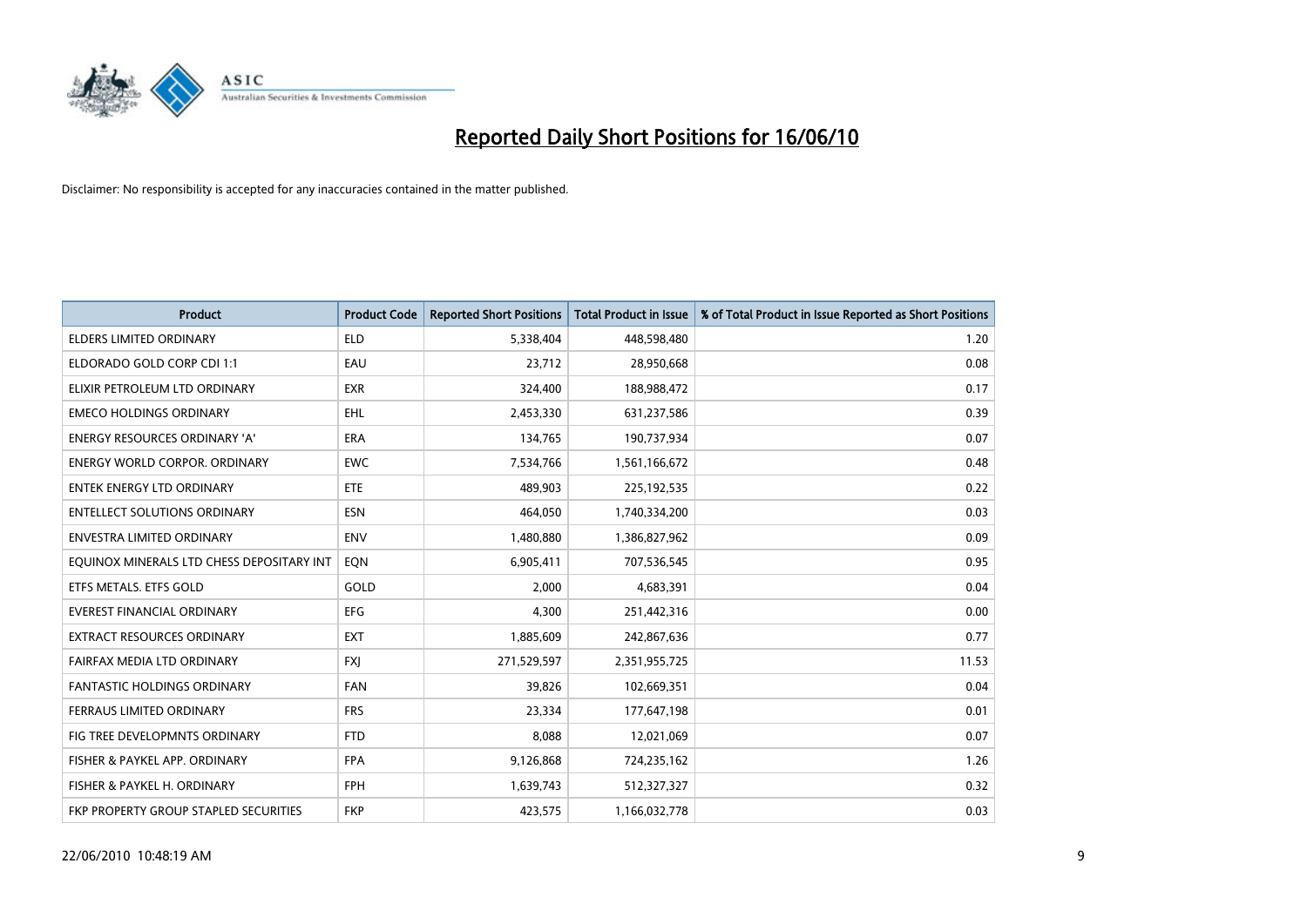# Reported Daily Short Positions for 16/06/10

Disclaimer: No responsibility is accepted for any inaccuracies contained in the matter published.

| Product | Product Code | Reported Short Positions | Total Product in Issue | % of Total Product in Issue Reported as Short Positions |
|---|---|---|---|---|
| ELDERS LIMITED ORDINARY | ELD | 5,338,404 | 448,598,480 | 1.20 |
| ELDORADO GOLD CORP CDI 1:1 | EAU | 23,712 | 28,950,668 | 0.08 |
| ELIXIR PETROLEUM LTD ORDINARY | EXR | 324,400 | 188,988,472 | 0.17 |
| EMECO HOLDINGS ORDINARY | EHL | 2,453,330 | 631,237,586 | 0.39 |
| ENERGY RESOURCES ORDINARY 'A' | ERA | 134,765 | 190,737,934 | 0.07 |
| ENERGY WORLD CORPOR. ORDINARY | EWC | 7,534,766 | 1,561,166,672 | 0.48 |
| ENTEK ENERGY LTD ORDINARY | ETE | 489,903 | 225,192,535 | 0.22 |
| ENTELLECT SOLUTIONS ORDINARY | ESN | 464,050 | 1,740,334,200 | 0.03 |
| ENVESTRA LIMITED ORDINARY | ENV | 1,480,880 | 1,386,827,962 | 0.09 |
| EQUINOX MINERALS LTD CHESS DEPOSITARY INT | EQN | 6,905,411 | 707,536,545 | 0.95 |
| ETFS METALS. ETFS GOLD | GOLD | 2,000 | 4,683,391 | 0.04 |
| EVEREST FINANCIAL ORDINARY | EFG | 4,300 | 251,442,316 | 0.00 |
| EXTRACT RESOURCES ORDINARY | EXT | 1,885,609 | 242,867,636 | 0.77 |
| FAIRFAX MEDIA LTD ORDINARY | FXJ | 271,529,597 | 2,351,955,725 | 11.53 |
| FANTASTIC HOLDINGS ORDINARY | FAN | 39,826 | 102,669,351 | 0.04 |
| FERRAUS LIMITED ORDINARY | FRS | 23,334 | 177,647,198 | 0.01 |
| FIG TREE DEVELOPMNTS ORDINARY | FTD | 8,088 | 12,021,069 | 0.07 |
| FISHER & PAYKEL APP. ORDINARY | FPA | 9,126,868 | 724,235,162 | 1.26 |
| FISHER & PAYKEL H. ORDINARY | FPH | 1,639,743 | 512,327,327 | 0.32 |
| FKP PROPERTY GROUP STAPLED SECURITIES | FKP | 423,575 | 1,166,032,778 | 0.03 |

22/06/2010 10:48:19 AM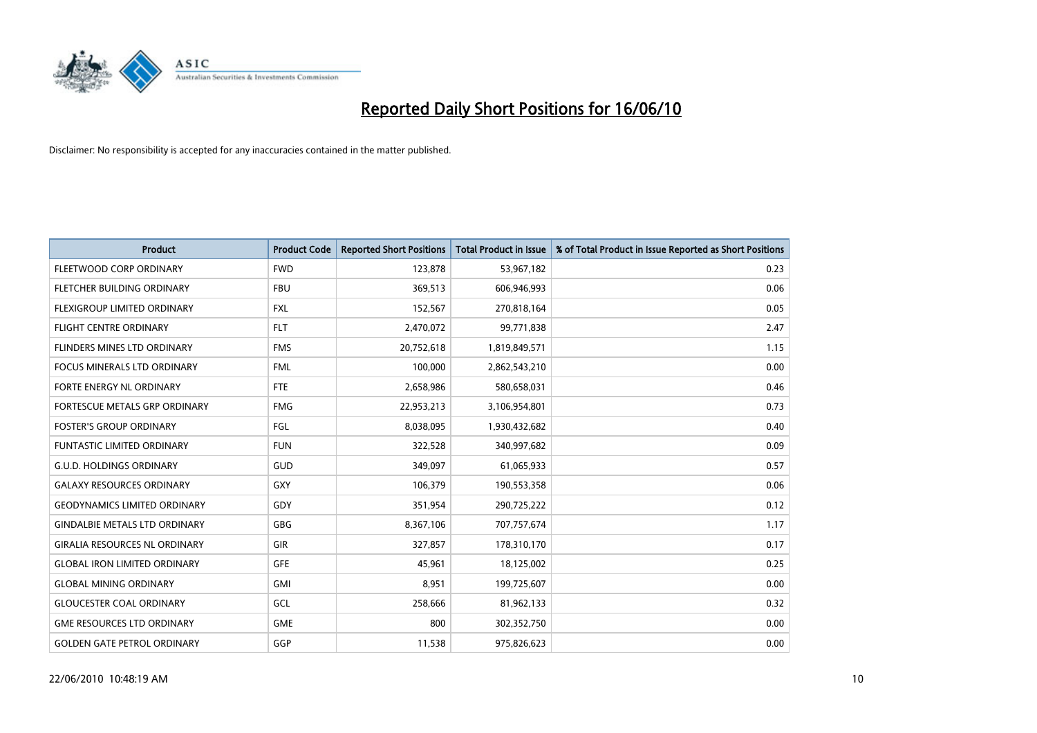# Reported Daily Short Positions for 16/06/10

Disclaimer: No responsibility is accepted for any inaccuracies contained in the matter published.

| Product | Product Code | Reported Short Positions | Total Product in Issue | % of Total Product in Issue Reported as Short Positions |
|---|---|---|---|---|
| FLEETWOOD CORP ORDINARY | FWD | 123,878 | 53,967,182 | 0.23 |
| FLETCHER BUILDING ORDINARY | FBU | 369,513 | 606,946,993 | 0.06 |
| FLEXIGROUP LIMITED ORDINARY | FXL | 152,567 | 270,818,164 | 0.05 |
| FLIGHT CENTRE ORDINARY | FLT | 2,470,072 | 99,771,838 | 2.47 |
| FLINDERS MINES LTD ORDINARY | FMS | 20,752,618 | 1,819,849,571 | 1.15 |
| FOCUS MINERALS LTD ORDINARY | FML | 100,000 | 2,862,543,210 | 0.00 |
| FORTE ENERGY NL ORDINARY | FTE | 2,658,986 | 580,658,031 | 0.46 |
| FORTESCUE METALS GRP ORDINARY | FMG | 22,953,213 | 3,106,954,801 | 0.73 |
| FOSTER'S GROUP ORDINARY | FGL | 8,038,095 | 1,930,432,682 | 0.40 |
| FUNTASTIC LIMITED ORDINARY | FUN | 322,528 | 340,997,682 | 0.09 |
| G.U.D. HOLDINGS ORDINARY | GUD | 349,097 | 61,065,933 | 0.57 |
| GALAXY RESOURCES ORDINARY | GXY | 106,379 | 190,553,358 | 0.06 |
| GEODYNAMICS LIMITED ORDINARY | GDY | 351,954 | 290,725,222 | 0.12 |
| GINDALBIE METALS LTD ORDINARY | GBG | 8,367,106 | 707,757,674 | 1.17 |
| GIRALIA RESOURCES NL ORDINARY | GIR | 327,857 | 178,310,170 | 0.17 |
| GLOBAL IRON LIMITED ORDINARY | GFE | 45,961 | 18,125,002 | 0.25 |
| GLOBAL MINING ORDINARY | GMI | 8,951 | 199,725,607 | 0.00 |
| GLOUCESTER COAL ORDINARY | GCL | 258,666 | 81,962,133 | 0.32 |
| GME RESOURCES LTD ORDINARY | GME | 800 | 302,352,750 | 0.00 |
| GOLDEN GATE PETROL ORDINARY | GGP | 11,538 | 975,826,623 | 0.00 |

22/06/2010 10:48:19 AM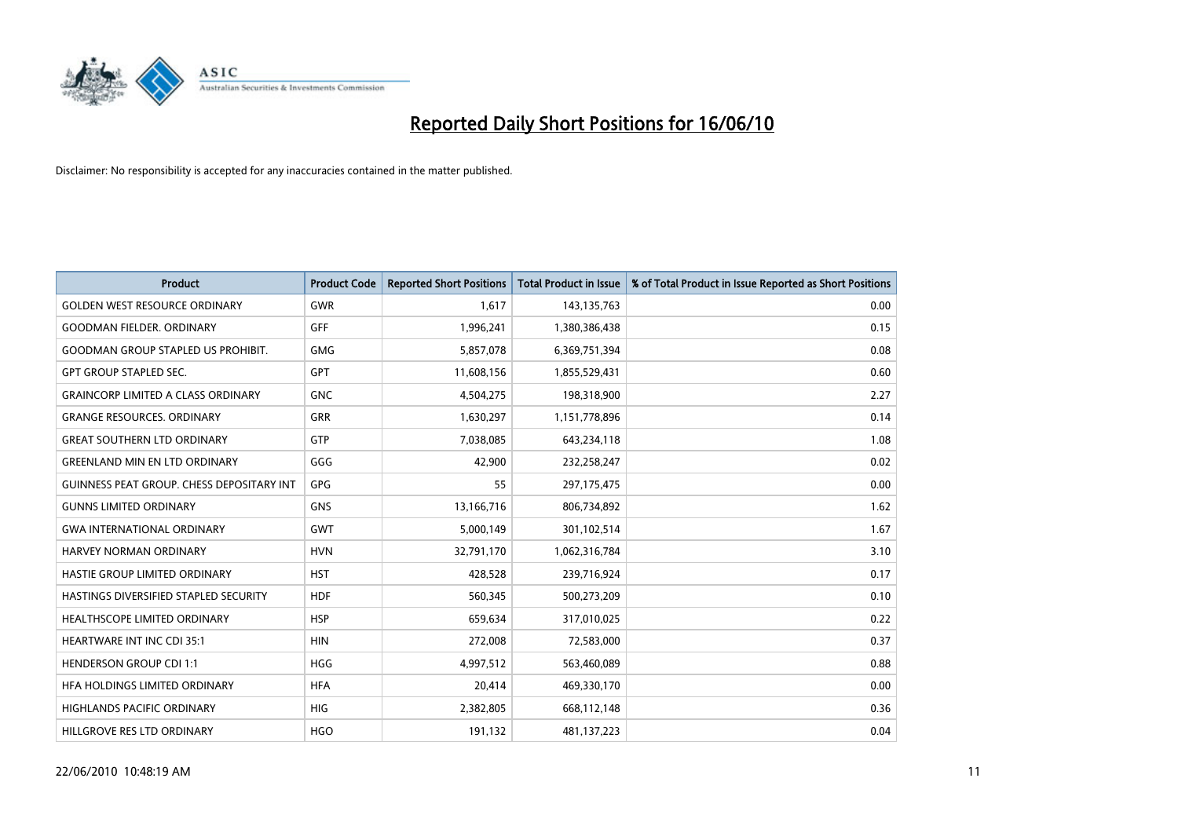# Reported Daily Short Positions for 16/06/10

Disclaimer: No responsibility is accepted for any inaccuracies contained in the matter published.

| Product | Product Code | Reported Short Positions | Total Product in Issue | % of Total Product in Issue Reported as Short Positions |
|---|---|---|---|---|
| GOLDEN WEST RESOURCE ORDINARY | GWR | 1,617 | 143,135,763 | 0.00 |
| GOODMAN FIELDER. ORDINARY | GFF | 1,996,241 | 1,380,386,438 | 0.15 |
| GOODMAN GROUP STAPLED US PROHIBIT. | GMG | 5,857,078 | 6,369,751,394 | 0.08 |
| GPT GROUP STAPLED SEC. | GPT | 11,608,156 | 1,855,529,431 | 0.60 |
| GRAINCORP LIMITED A CLASS ORDINARY | GNC | 4,504,275 | 198,318,900 | 2.27 |
| GRANGE RESOURCES. ORDINARY | GRR | 1,630,297 | 1,151,778,896 | 0.14 |
| GREAT SOUTHERN LTD ORDINARY | GTP | 7,038,085 | 643,234,118 | 1.08 |
| GREENLAND MIN EN LTD ORDINARY | GGG | 42,900 | 232,258,247 | 0.02 |
| GUINNESS PEAT GROUP. CHESS DEPOSITARY INT | GPG | 55 | 297,175,475 | 0.00 |
| GUNNS LIMITED ORDINARY | GNS | 13,166,716 | 806,734,892 | 1.62 |
| GWA INTERNATIONAL ORDINARY | GWT | 5,000,149 | 301,102,514 | 1.67 |
| HARVEY NORMAN ORDINARY | HVN | 32,791,170 | 1,062,316,784 | 3.10 |
| HASTIE GROUP LIMITED ORDINARY | HST | 428,528 | 239,716,924 | 0.17 |
| HASTINGS DIVERSIFIED STAPLED SECURITY | HDF | 560,345 | 500,273,209 | 0.10 |
| HEALTHSCOPE LIMITED ORDINARY | HSP | 659,634 | 317,010,025 | 0.22 |
| HEARTWARE INT INC CDI 35:1 | HIN | 272,008 | 72,583,000 | 0.37 |
| HENDERSON GROUP CDI 1:1 | HGG | 4,997,512 | 563,460,089 | 0.88 |
| HFA HOLDINGS LIMITED ORDINARY | HFA | 20,414 | 469,330,170 | 0.00 |
| HIGHLANDS PACIFIC ORDINARY | HIG | 2,382,805 | 668,112,148 | 0.36 |
| HILLGROVE RES LTD ORDINARY | HGO | 191,132 | 481,137,223 | 0.04 |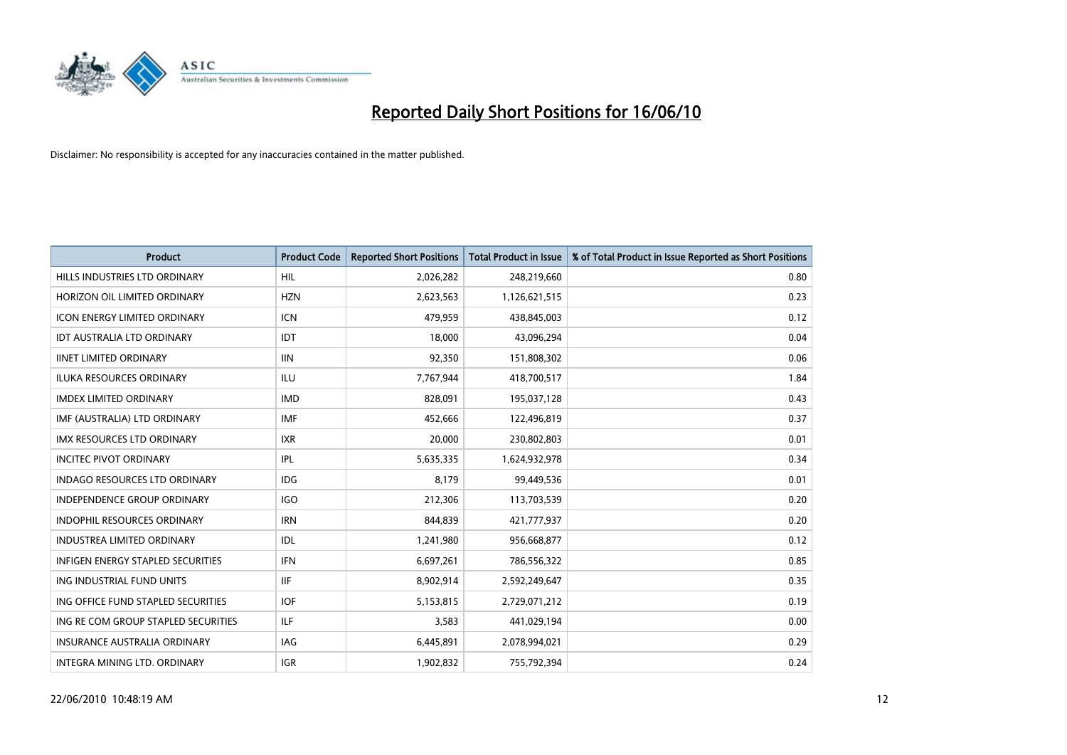# Reported Daily Short Positions for 16/06/10

Disclaimer: No responsibility is accepted for any inaccuracies contained in the matter published.

| Product | Product Code | Reported Short Positions | Total Product in Issue | % of Total Product in Issue Reported as Short Positions |
|---|---|---|---|---|
| HILLS INDUSTRIES LTD ORDINARY | HIL | 2,026,282 | 248,219,660 | 0.80 |
| HORIZON OIL LIMITED ORDINARY | HZN | 2,623,563 | 1,126,621,515 | 0.23 |
| ICON ENERGY LIMITED ORDINARY | ICN | 479,959 | 438,845,003 | 0.12 |
| IDT AUSTRALIA LTD ORDINARY | IDT | 18,000 | 43,096,294 | 0.04 |
| IINET LIMITED ORDINARY | IIN | 92,350 | 151,808,302 | 0.06 |
| ILUKA RESOURCES ORDINARY | ILU | 7,767,944 | 418,700,517 | 1.84 |
| IMDEX LIMITED ORDINARY | IMD | 828,091 | 195,037,128 | 0.43 |
| IMF (AUSTRALIA) LTD ORDINARY | IMF | 452,666 | 122,496,819 | 0.37 |
| IMX RESOURCES LTD ORDINARY | IXR | 20,000 | 230,802,803 | 0.01 |
| INCITEC PIVOT ORDINARY | IPL | 5,635,335 | 1,624,932,978 | 0.34 |
| INDAGO RESOURCES LTD ORDINARY | IDG | 8,179 | 99,449,536 | 0.01 |
| INDEPENDENCE GROUP ORDINARY | IGO | 212,306 | 113,703,539 | 0.20 |
| INDOPHIL RESOURCES ORDINARY | IRN | 844,839 | 421,777,937 | 0.20 |
| INDUSTREA LIMITED ORDINARY | IDL | 1,241,980 | 956,668,877 | 0.12 |
| INFIGEN ENERGY STAPLED SECURITIES | IFN | 6,697,261 | 786,556,322 | 0.85 |
| ING INDUSTRIAL FUND UNITS | IIF | 8,902,914 | 2,592,249,647 | 0.35 |
| ING OFFICE FUND STAPLED SECURITIES | IOF | 5,153,815 | 2,729,071,212 | 0.19 |
| ING RE COM GROUP STAPLED SECURITIES | ILF | 3,583 | 441,029,194 | 0.00 |
| INSURANCE AUSTRALIA ORDINARY | IAG | 6,445,891 | 2,078,994,021 | 0.29 |
| INTEGRA MINING LTD. ORDINARY | IGR | 1,902,832 | 755,792,394 | 0.24 |

22/06/2010 10:48:19 AM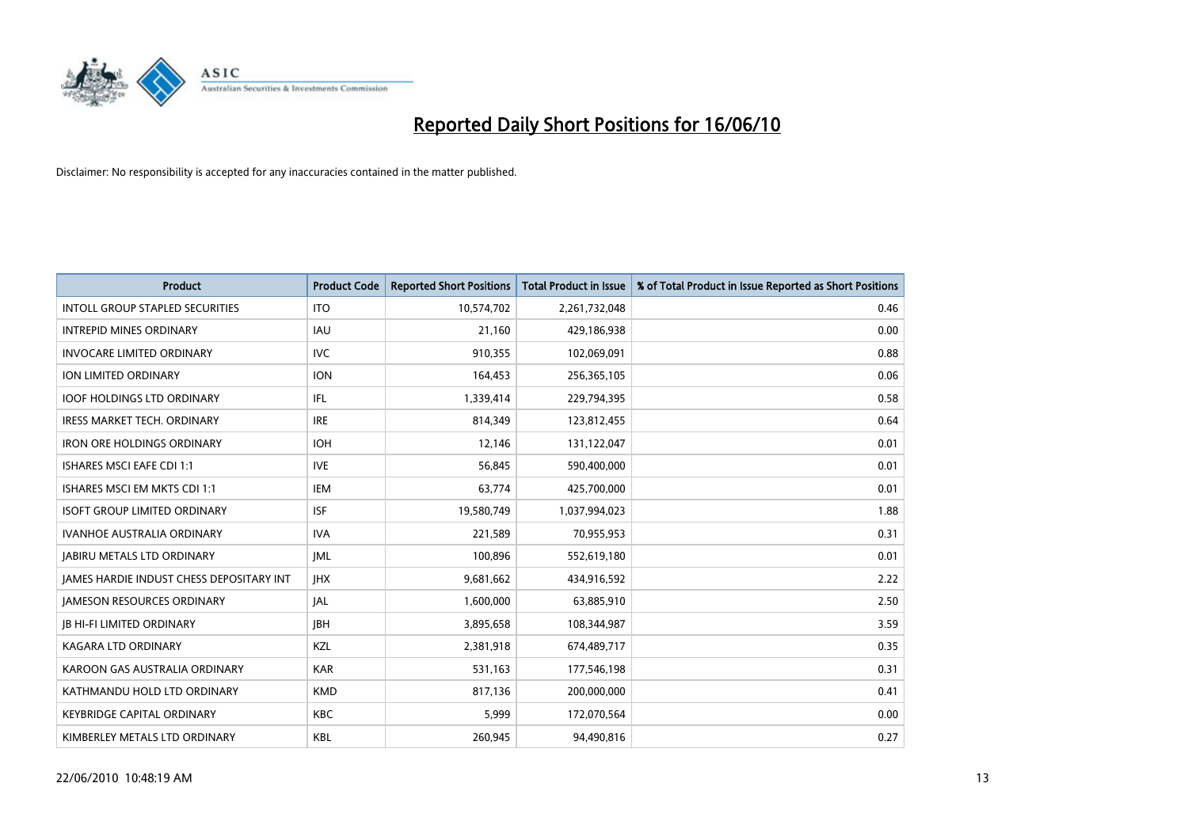# Reported Daily Short Positions for 16/06/10

Disclaimer: No responsibility is accepted for any inaccuracies contained in the matter published.

| Product | Product Code | Reported Short Positions | Total Product in Issue | % of Total Product in Issue Reported as Short Positions |
|---|---|---|---|---|
| INTOLL GROUP STAPLED SECURITIES | ITO | 10,574,702 | 2,261,732,048 | 0.46 |
| INTREPID MINES ORDINARY | IAU | 21,160 | 429,186,938 | 0.00 |
| INVOCARE LIMITED ORDINARY | IVC | 910,355 | 102,069,091 | 0.88 |
| ION LIMITED ORDINARY | ION | 164,453 | 256,365,105 | 0.06 |
| IOOF HOLDINGS LTD ORDINARY | IFL | 1,339,414 | 229,794,395 | 0.58 |
| IRESS MARKET TECH. ORDINARY | IRE | 814,349 | 123,812,455 | 0.64 |
| IRON ORE HOLDINGS ORDINARY | IOH | 12,146 | 131,122,047 | 0.01 |
| ISHARES MSCI EAFE CDI 1:1 | IVE | 56,845 | 590,400,000 | 0.01 |
| ISHARES MSCI EM MKTS CDI 1:1 | IEM | 63,774 | 425,700,000 | 0.01 |
| ISOFT GROUP LIMITED ORDINARY | ISF | 19,580,749 | 1,037,994,023 | 1.88 |
| IVANHOE AUSTRALIA ORDINARY | IVA | 221,589 | 70,955,953 | 0.31 |
| JABIRU METALS LTD ORDINARY | JML | 100,896 | 552,619,180 | 0.01 |
| JAMES HARDIE INDUST CHESS DEPOSITARY INT | JHX | 9,681,662 | 434,916,592 | 2.22 |
| JAMESON RESOURCES ORDINARY | JAL | 1,600,000 | 63,885,910 | 2.50 |
| JB HI-FI LIMITED ORDINARY | JBH | 3,895,658 | 108,344,987 | 3.59 |
| KAGARA LTD ORDINARY | KZL | 2,381,918 | 674,489,717 | 0.35 |
| KAROON GAS AUSTRALIA ORDINARY | KAR | 531,163 | 177,546,198 | 0.31 |
| KATHMANDU HOLD LTD ORDINARY | KMD | 817,136 | 200,000,000 | 0.41 |
| KEYBRIDGE CAPITAL ORDINARY | KBC | 5,999 | 172,070,564 | 0.00 |
| KIMBERLEY METALS LTD ORDINARY | KBL | 260,945 | 94,490,816 | 0.27 |

22/06/2010 10:48:19 AM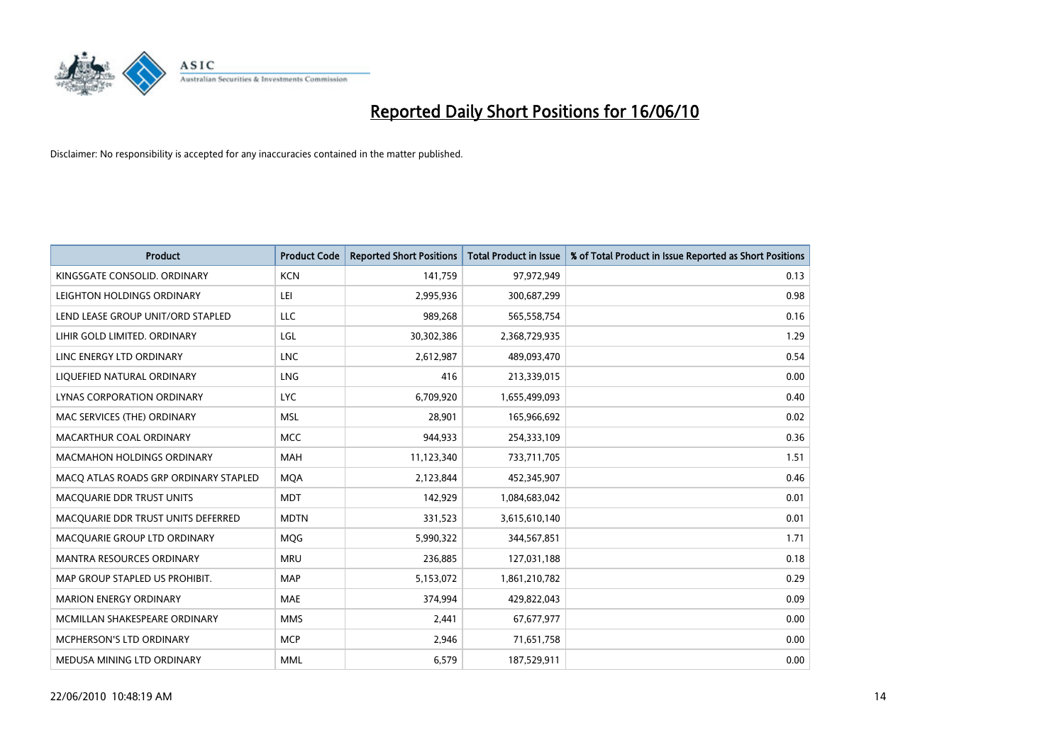# Reported Daily Short Positions for 16/06/10

Disclaimer: No responsibility is accepted for any inaccuracies contained in the matter published.

| Product | Product Code | Reported Short Positions | Total Product in Issue | % of Total Product in Issue Reported as Short Positions |
|---|---|---|---|---|
| KINGSGATE CONSOLID. ORDINARY | KCN | 141,759 | 97,972,949 | 0.13 |
| LEIGHTON HOLDINGS ORDINARY | LEI | 2,995,936 | 300,687,299 | 0.98 |
| LEND LEASE GROUP UNIT/ORD STAPLED | LLC | 989,268 | 565,558,754 | 0.16 |
| LIHIR GOLD LIMITED. ORDINARY | LGL | 30,302,386 | 2,368,729,935 | 1.29 |
| LINC ENERGY LTD ORDINARY | LNC | 2,612,987 | 489,093,470 | 0.54 |
| LIQUEFIED NATURAL ORDINARY | LNG | 416 | 213,339,015 | 0.00 |
| LYNAS CORPORATION ORDINARY | LYC | 6,709,920 | 1,655,499,093 | 0.40 |
| MAC SERVICES (THE) ORDINARY | MSL | 28,901 | 165,966,692 | 0.02 |
| MACARTHUR COAL ORDINARY | MCC | 944,933 | 254,333,109 | 0.36 |
| MACMAHON HOLDINGS ORDINARY | MAH | 11,123,340 | 733,711,705 | 1.51 |
| MACQ ATLAS ROADS GRP ORDINARY STAPLED | MQA | 2,123,844 | 452,345,907 | 0.46 |
| MACQUARIE DDR TRUST UNITS | MDT | 142,929 | 1,084,683,042 | 0.01 |
| MACQUARIE DDR TRUST UNITS DEFERRED | MDTN | 331,523 | 3,615,610,140 | 0.01 |
| MACQUARIE GROUP LTD ORDINARY | MQG | 5,990,322 | 344,567,851 | 1.71 |
| MANTRA RESOURCES ORDINARY | MRU | 236,885 | 127,031,188 | 0.18 |
| MAP GROUP STAPLED US PROHIBIT. | MAP | 5,153,072 | 1,861,210,782 | 0.29 |
| MARION ENERGY ORDINARY | MAE | 374,994 | 429,822,043 | 0.09 |
| MCMILLAN SHAKESPEARE ORDINARY | MMS | 2,441 | 67,677,977 | 0.00 |
| MCPHERSON'S LTD ORDINARY | MCP | 2,946 | 71,651,758 | 0.00 |
| MEDUSA MINING LTD ORDINARY | MML | 6,579 | 187,529,911 | 0.00 |

22/06/2010 10:48:19 AM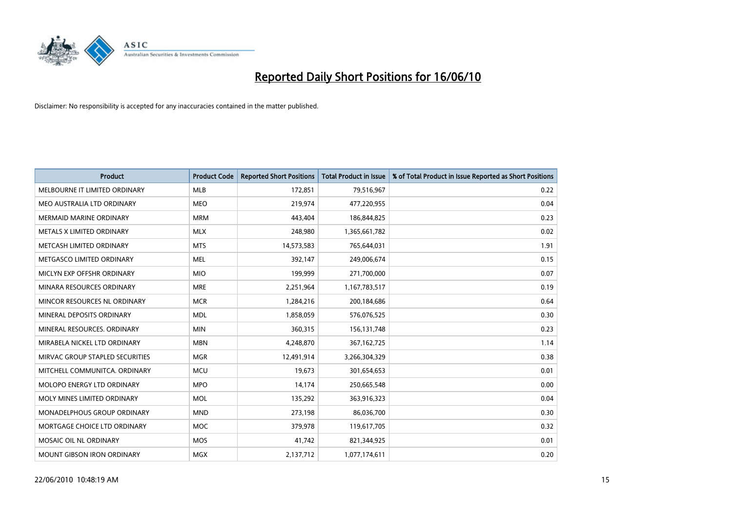# Reported Daily Short Positions for 16/06/10

Disclaimer: No responsibility is accepted for any inaccuracies contained in the matter published.

| Product | Product Code | Reported Short Positions | Total Product in Issue | % of Total Product in Issue Reported as Short Positions |
|---|---|---|---|---|
| MELBOURNE IT LIMITED ORDINARY | MLB | 172,851 | 79,516,967 | 0.22 |
| MEO AUSTRALIA LTD ORDINARY | MEO | 219,974 | 477,220,955 | 0.04 |
| MERMAID MARINE ORDINARY | MRM | 443,404 | 186,844,825 | 0.23 |
| METALS X LIMITED ORDINARY | MLX | 248,980 | 1,365,661,782 | 0.02 |
| METCASH LIMITED ORDINARY | MTS | 14,573,583 | 765,644,031 | 1.91 |
| METGASCO LIMITED ORDINARY | MEL | 392,147 | 249,006,674 | 0.15 |
| MICLYN EXP OFFSHR ORDINARY | MIO | 199,999 | 271,700,000 | 0.07 |
| MINARA RESOURCES ORDINARY | MRE | 2,251,964 | 1,167,783,517 | 0.19 |
| MINCOR RESOURCES NL ORDINARY | MCR | 1,284,216 | 200,184,686 | 0.64 |
| MINERAL DEPOSITS ORDINARY | MDL | 1,858,059 | 576,076,525 | 0.30 |
| MINERAL RESOURCES. ORDINARY | MIN | 360,315 | 156,131,748 | 0.23 |
| MIRABELA NICKEL LTD ORDINARY | MBN | 4,248,870 | 367,162,725 | 1.14 |
| MIRVAC GROUP STAPLED SECURITIES | MGR | 12,491,914 | 3,266,304,329 | 0.38 |
| MITCHELL COMMUNITCA. ORDINARY | MCU | 19,673 | 301,654,653 | 0.01 |
| MOLOPO ENERGY LTD ORDINARY | MPO | 14,174 | 250,665,548 | 0.00 |
| MOLY MINES LIMITED ORDINARY | MOL | 135,292 | 363,916,323 | 0.04 |
| MONADELPHOUS GROUP ORDINARY | MND | 273,198 | 86,036,700 | 0.30 |
| MORTGAGE CHOICE LTD ORDINARY | MOC | 379,978 | 119,617,705 | 0.32 |
| MOSAIC OIL NL ORDINARY | MOS | 41,742 | 821,344,925 | 0.01 |
| MOUNT GIBSON IRON ORDINARY | MGX | 2,137,712 | 1,077,174,611 | 0.20 |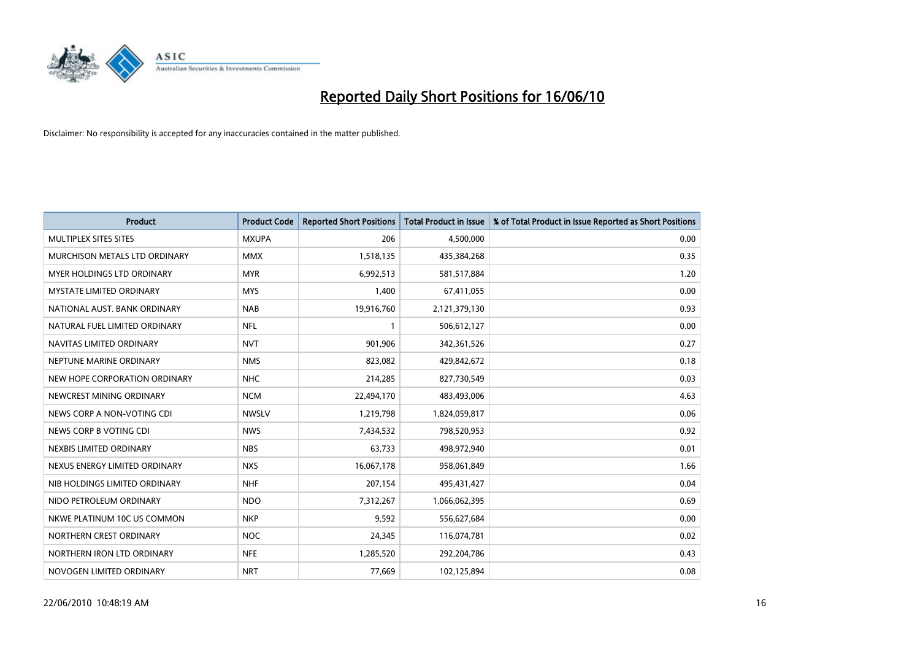# Reported Daily Short Positions for 16/06/10

Disclaimer: No responsibility is accepted for any inaccuracies contained in the matter published.

| Product | Product Code | Reported Short Positions | Total Product in Issue | % of Total Product in Issue Reported as Short Positions |
|---|---|---|---|---|
| MULTIPLEX SITES SITES | MXUPA | 206 | 4,500,000 | 0.00 |
| MURCHISON METALS LTD ORDINARY | MMX | 1,518,135 | 435,384,268 | 0.35 |
| MYER HOLDINGS LTD ORDINARY | MYR | 6,992,513 | 581,517,884 | 1.20 |
| MYSTATE LIMITED ORDINARY | MYS | 1,400 | 67,411,055 | 0.00 |
| NATIONAL AUST. BANK ORDINARY | NAB | 19,916,760 | 2,121,379,130 | 0.93 |
| NATURAL FUEL LIMITED ORDINARY | NFL | 1 | 506,612,127 | 0.00 |
| NAVITAS LIMITED ORDINARY | NVT | 901,906 | 342,361,526 | 0.27 |
| NEPTUNE MARINE ORDINARY | NMS | 823,082 | 429,842,672 | 0.18 |
| NEW HOPE CORPORATION ORDINARY | NHC | 214,285 | 827,730,549 | 0.03 |
| NEWCREST MINING ORDINARY | NCM | 22,494,170 | 483,493,006 | 4.63 |
| NEWS CORP A NON-VOTING CDI | NWSLV | 1,219,798 | 1,824,059,817 | 0.06 |
| NEWS CORP B VOTING CDI | NWS | 7,434,532 | 798,520,953 | 0.92 |
| NEXBIS LIMITED ORDINARY | NBS | 63,733 | 498,972,940 | 0.01 |
| NEXUS ENERGY LIMITED ORDINARY | NXS | 16,067,178 | 958,061,849 | 1.66 |
| NIB HOLDINGS LIMITED ORDINARY | NHF | 207,154 | 495,431,427 | 0.04 |
| NIDO PETROLEUM ORDINARY | NDO | 7,312,267 | 1,066,062,395 | 0.69 |
| NKWE PLATINUM 10C US COMMON | NKP | 9,592 | 556,627,684 | 0.00 |
| NORTHERN CREST ORDINARY | NOC | 24,345 | 116,074,781 | 0.02 |
| NORTHERN IRON LTD ORDINARY | NFE | 1,285,520 | 292,204,786 | 0.43 |
| NOVOGEN LIMITED ORDINARY | NRT | 77,669 | 102,125,894 | 0.08 |

22/06/2010 10:48:19 AM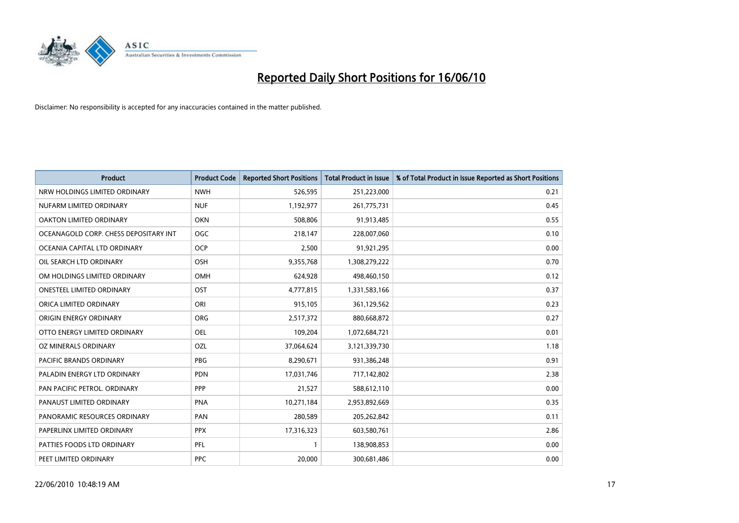# Reported Daily Short Positions for 16/06/10

Disclaimer: No responsibility is accepted for any inaccuracies contained in the matter published.

| Product | Product Code | Reported Short Positions | Total Product in Issue | % of Total Product in Issue Reported as Short Positions |
|---|---|---|---|---|
| NRW HOLDINGS LIMITED ORDINARY | NWH | 526,595 | 251,223,000 | 0.21 |
| NUFARM LIMITED ORDINARY | NUF | 1,192,977 | 261,775,731 | 0.45 |
| OAKTON LIMITED ORDINARY | OKN | 508,806 | 91,913,485 | 0.55 |
| OCEANAGOLD CORP. CHESS DEPOSITARY INT | OGC | 218,147 | 228,007,060 | 0.10 |
| OCEANIA CAPITAL LTD ORDINARY | OCP | 2,500 | 91,921,295 | 0.00 |
| OIL SEARCH LTD ORDINARY | OSH | 9,355,768 | 1,308,279,222 | 0.70 |
| OM HOLDINGS LIMITED ORDINARY | OMH | 624,928 | 498,460,150 | 0.12 |
| ONESTEEL LIMITED ORDINARY | OST | 4,777,815 | 1,331,583,166 | 0.37 |
| ORICA LIMITED ORDINARY | ORI | 915,105 | 361,129,562 | 0.23 |
| ORIGIN ENERGY ORDINARY | ORG | 2,517,372 | 880,668,872 | 0.27 |
| OTTO ENERGY LIMITED ORDINARY | OEL | 109,204 | 1,072,684,721 | 0.01 |
| OZ MINERALS ORDINARY | OZL | 37,064,624 | 3,121,339,730 | 1.18 |
| PACIFIC BRANDS ORDINARY | PBG | 8,290,671 | 931,386,248 | 0.91 |
| PALADIN ENERGY LTD ORDINARY | PDN | 17,031,746 | 717,142,802 | 2.38 |
| PAN PACIFIC PETROL. ORDINARY | PPP | 21,527 | 588,612,110 | 0.00 |
| PANAUST LIMITED ORDINARY | PNA | 10,271,184 | 2,953,892,669 | 0.35 |
| PANORAMIC RESOURCES ORDINARY | PAN | 280,589 | 205,262,842 | 0.11 |
| PAPERLINX LIMITED ORDINARY | PPX | 17,316,323 | 603,580,761 | 2.86 |
| PATTIES FOODS LTD ORDINARY | PFL | 1 | 138,908,853 | 0.00 |
| PEET LIMITED ORDINARY | PPC | 20,000 | 300,681,486 | 0.00 |

22/06/2010 10:48:19 AM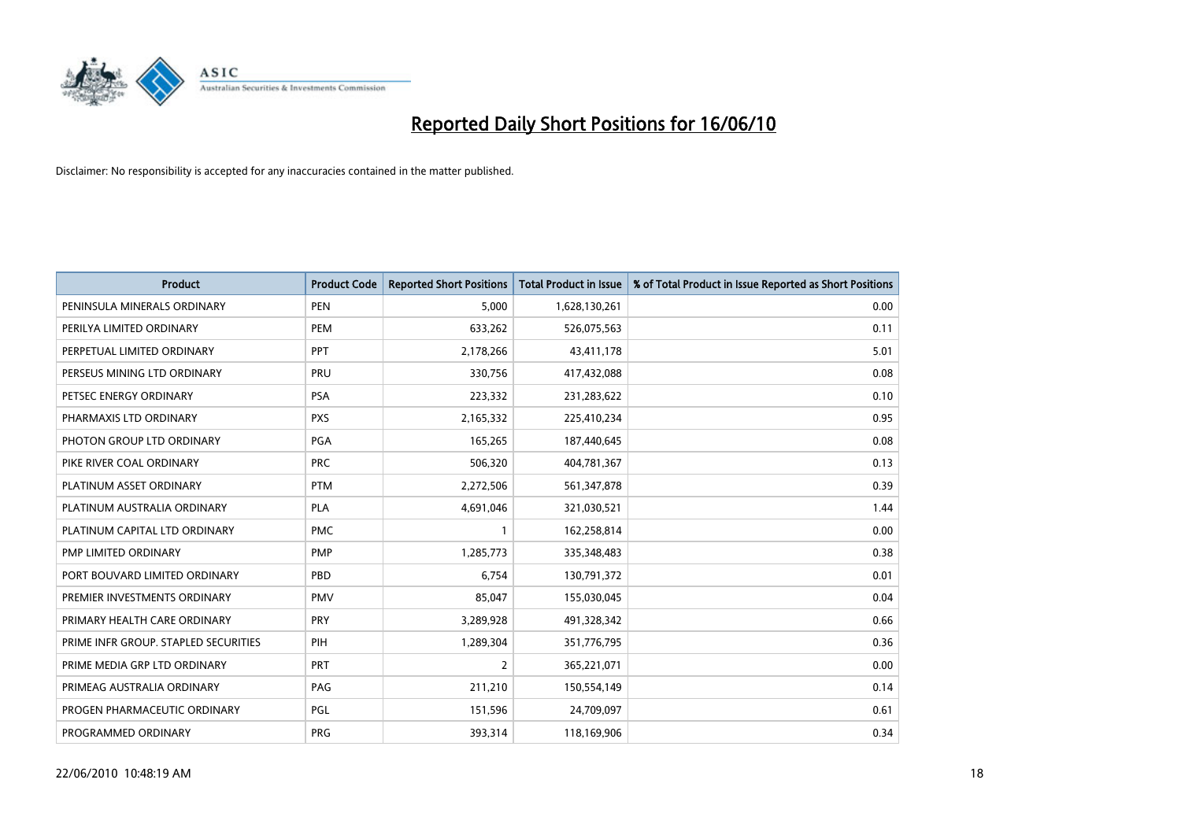# Reported Daily Short Positions for 16/06/10

Disclaimer: No responsibility is accepted for any inaccuracies contained in the matter published.

| Product | Product Code | Reported Short Positions | Total Product in Issue | % of Total Product in Issue Reported as Short Positions |
|---|---|---|---|---|
| PENINSULA MINERALS ORDINARY | PEN | 5,000 | 1,628,130,261 | 0.00 |
| PERILYA LIMITED ORDINARY | PEM | 633,262 | 526,075,563 | 0.11 |
| PERPETUAL LIMITED ORDINARY | PPT | 2,178,266 | 43,411,178 | 5.01 |
| PERSEUS MINING LTD ORDINARY | PRU | 330,756 | 417,432,088 | 0.08 |
| PETSEC ENERGY ORDINARY | PSA | 223,332 | 231,283,622 | 0.10 |
| PHARMAXIS LTD ORDINARY | PXS | 2,165,332 | 225,410,234 | 0.95 |
| PHOTON GROUP LTD ORDINARY | PGA | 165,265 | 187,440,645 | 0.08 |
| PIKE RIVER COAL ORDINARY | PRC | 506,320 | 404,781,367 | 0.13 |
| PLATINUM ASSET ORDINARY | PTM | 2,272,506 | 561,347,878 | 0.39 |
| PLATINUM AUSTRALIA ORDINARY | PLA | 4,691,046 | 321,030,521 | 1.44 |
| PLATINUM CAPITAL LTD ORDINARY | PMC | 1 | 162,258,814 | 0.00 |
| PMP LIMITED ORDINARY | PMP | 1,285,773 | 335,348,483 | 0.38 |
| PORT BOUVARD LIMITED ORDINARY | PBD | 6,754 | 130,791,372 | 0.01 |
| PREMIER INVESTMENTS ORDINARY | PMV | 85,047 | 155,030,045 | 0.04 |
| PRIMARY HEALTH CARE ORDINARY | PRY | 3,289,928 | 491,328,342 | 0.66 |
| PRIME INFR GROUP. STAPLED SECURITIES | PIH | 1,289,304 | 351,776,795 | 0.36 |
| PRIME MEDIA GRP LTD ORDINARY | PRT | 2 | 365,221,071 | 0.00 |
| PRIMEAG AUSTRALIA ORDINARY | PAG | 211,210 | 150,554,149 | 0.14 |
| PROGEN PHARMACEUTIC ORDINARY | PGL | 151,596 | 24,709,097 | 0.61 |
| PROGRAMMED ORDINARY | PRG | 393,314 | 118,169,906 | 0.34 |

22/06/2010 10:48:19 AM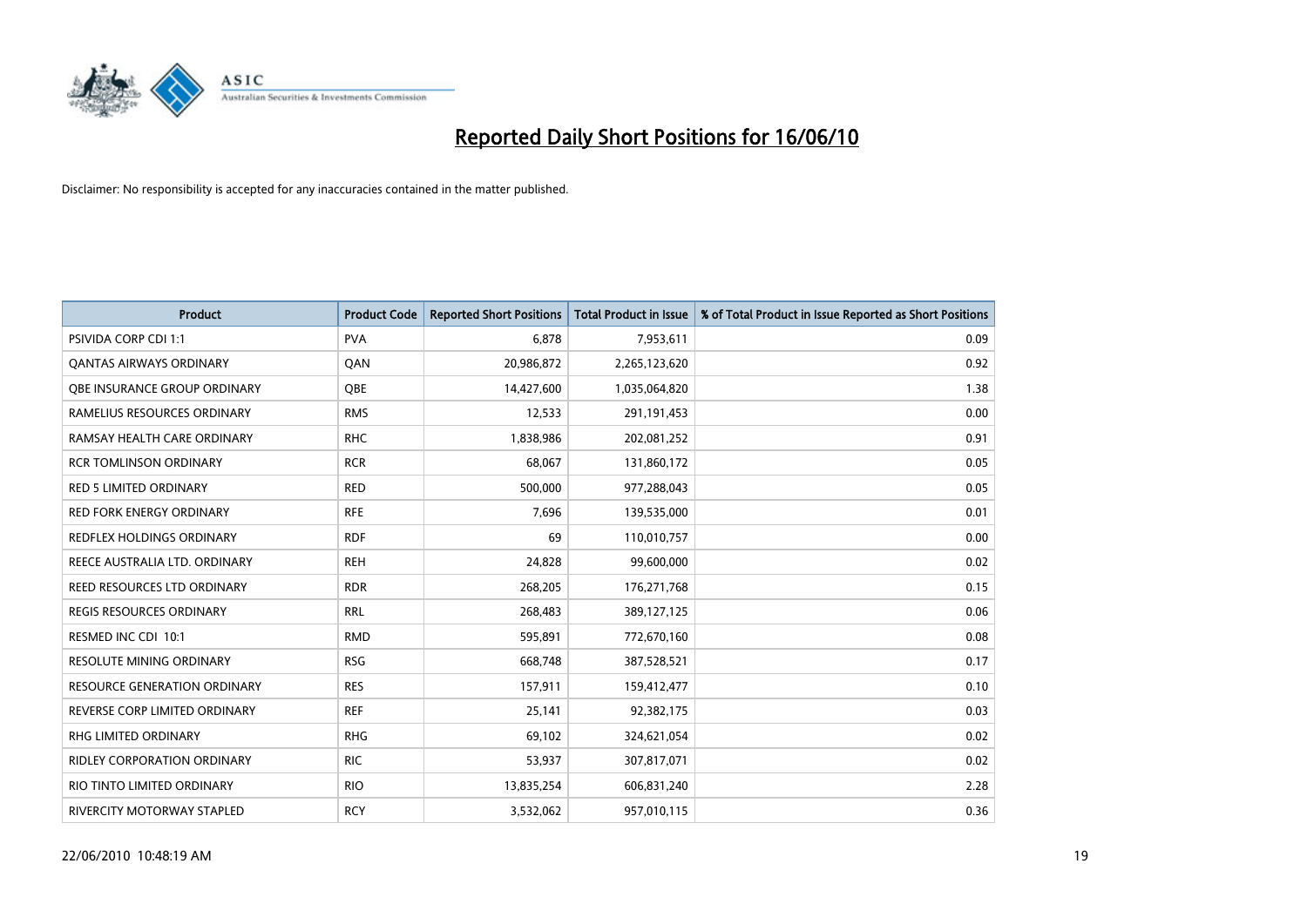# Reported Daily Short Positions for 16/06/10

Disclaimer: No responsibility is accepted for any inaccuracies contained in the matter published.

| Product | Product Code | Reported Short Positions | Total Product in Issue | % of Total Product in Issue Reported as Short Positions |
|---|---|---|---|---|
| PSIVIDA CORP CDI 1:1 | PVA | 6,878 | 7,953,611 | 0.09 |
| QANTAS AIRWAYS ORDINARY | QAN | 20,986,872 | 2,265,123,620 | 0.92 |
| QBE INSURANCE GROUP ORDINARY | QBE | 14,427,600 | 1,035,064,820 | 1.38 |
| RAMELIUS RESOURCES ORDINARY | RMS | 12,533 | 291,191,453 | 0.00 |
| RAMSAY HEALTH CARE ORDINARY | RHC | 1,838,986 | 202,081,252 | 0.91 |
| RCR TOMLINSON ORDINARY | RCR | 68,067 | 131,860,172 | 0.05 |
| RED 5 LIMITED ORDINARY | RED | 500,000 | 977,288,043 | 0.05 |
| RED FORK ENERGY ORDINARY | RFE | 7,696 | 139,535,000 | 0.01 |
| REDFLEX HOLDINGS ORDINARY | RDF | 69 | 110,010,757 | 0.00 |
| REECE AUSTRALIA LTD. ORDINARY | REH | 24,828 | 99,600,000 | 0.02 |
| REED RESOURCES LTD ORDINARY | RDR | 268,205 | 176,271,768 | 0.15 |
| REGIS RESOURCES ORDINARY | RRL | 268,483 | 389,127,125 | 0.06 |
| RESMED INC CDI 10:1 | RMD | 595,891 | 772,670,160 | 0.08 |
| RESOLUTE MINING ORDINARY | RSG | 668,748 | 387,528,521 | 0.17 |
| RESOURCE GENERATION ORDINARY | RES | 157,911 | 159,412,477 | 0.10 |
| REVERSE CORP LIMITED ORDINARY | REF | 25,141 | 92,382,175 | 0.03 |
| RHG LIMITED ORDINARY | RHG | 69,102 | 324,621,054 | 0.02 |
| RIDLEY CORPORATION ORDINARY | RIC | 53,937 | 307,817,071 | 0.02 |
| RIO TINTO LIMITED ORDINARY | RIO | 13,835,254 | 606,831,240 | 2.28 |
| RIVERCITY MOTORWAY STAPLED | RCY | 3,532,062 | 957,010,115 | 0.36 |

22/06/2010 10:48:19 AM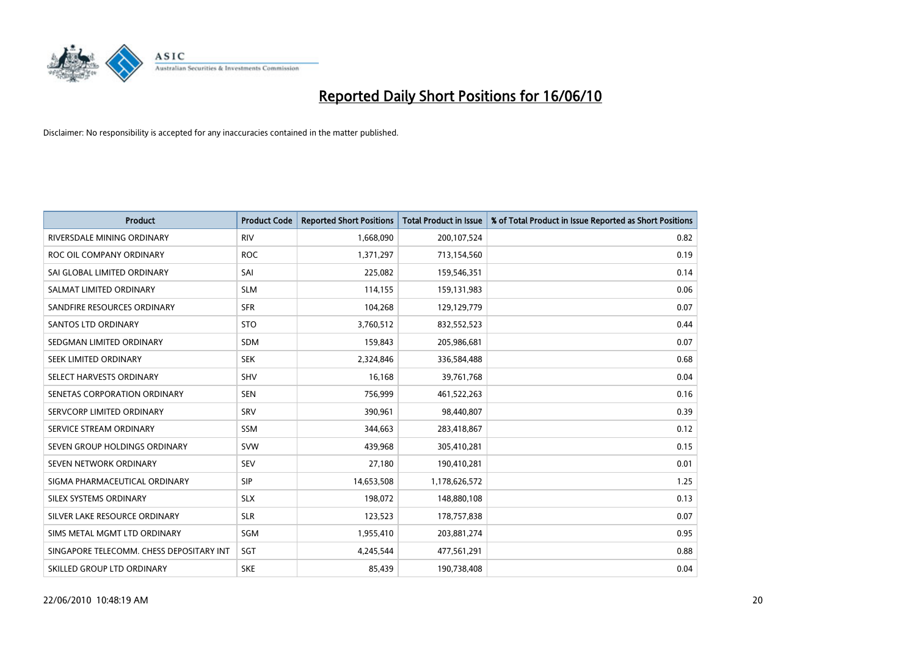# Reported Daily Short Positions for 16/06/10

Disclaimer: No responsibility is accepted for any inaccuracies contained in the matter published.

| Product | Product Code | Reported Short Positions | Total Product in Issue | % of Total Product in Issue Reported as Short Positions |
|---|---|---|---|---|
| RIVERSDALE MINING ORDINARY | RIV | 1,668,090 | 200,107,524 | 0.82 |
| ROC OIL COMPANY ORDINARY | ROC | 1,371,297 | 713,154,560 | 0.19 |
| SAI GLOBAL LIMITED ORDINARY | SAI | 225,082 | 159,546,351 | 0.14 |
| SALMAT LIMITED ORDINARY | SLM | 114,155 | 159,131,983 | 0.06 |
| SANDFIRE RESOURCES ORDINARY | SFR | 104,268 | 129,129,779 | 0.07 |
| SANTOS LTD ORDINARY | STO | 3,760,512 | 832,552,523 | 0.44 |
| SEDGMAN LIMITED ORDINARY | SDM | 159,843 | 205,986,681 | 0.07 |
| SEEK LIMITED ORDINARY | SEK | 2,324,846 | 336,584,488 | 0.68 |
| SELECT HARVESTS ORDINARY | SHV | 16,168 | 39,761,768 | 0.04 |
| SENETAS CORPORATION ORDINARY | SEN | 756,999 | 461,522,263 | 0.16 |
| SERVCORP LIMITED ORDINARY | SRV | 390,961 | 98,440,807 | 0.39 |
| SERVICE STREAM ORDINARY | SSM | 344,663 | 283,418,867 | 0.12 |
| SEVEN GROUP HOLDINGS ORDINARY | SVW | 439,968 | 305,410,281 | 0.15 |
| SEVEN NETWORK ORDINARY | SEV | 27,180 | 190,410,281 | 0.01 |
| SIGMA PHARMACEUTICAL ORDINARY | SIP | 14,653,508 | 1,178,626,572 | 1.25 |
| SILEX SYSTEMS ORDINARY | SLX | 198,072 | 148,880,108 | 0.13 |
| SILVER LAKE RESOURCE ORDINARY | SLR | 123,523 | 178,757,838 | 0.07 |
| SIMS METAL MGMT LTD ORDINARY | SGM | 1,955,410 | 203,881,274 | 0.95 |
| SINGAPORE TELECOMM. CHESS DEPOSITARY INT | SGT | 4,245,544 | 477,561,291 | 0.88 |
| SKILLED GROUP LTD ORDINARY | SKE | 85,439 | 190,738,408 | 0.04 |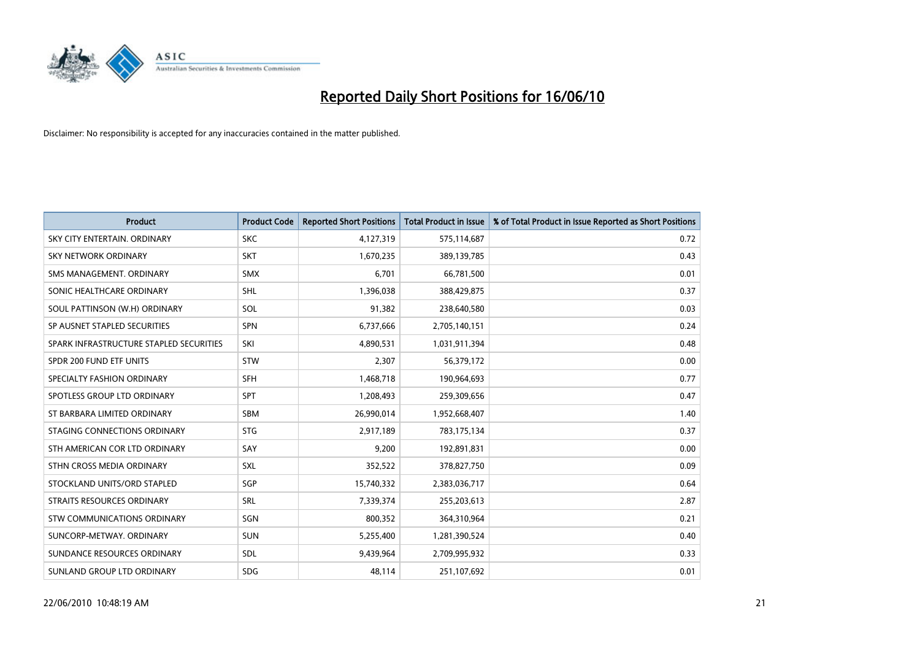# Reported Daily Short Positions for 16/06/10

Disclaimer: No responsibility is accepted for any inaccuracies contained in the matter published.

| Product | Product Code | Reported Short Positions | Total Product in Issue | % of Total Product in Issue Reported as Short Positions |
|---|---|---|---|---|
| SKY CITY ENTERTAIN. ORDINARY | SKC | 4,127,319 | 575,114,687 | 0.72 |
| SKY NETWORK ORDINARY | SKT | 1,670,235 | 389,139,785 | 0.43 |
| SMS MANAGEMENT. ORDINARY | SMX | 6,701 | 66,781,500 | 0.01 |
| SONIC HEALTHCARE ORDINARY | SHL | 1,396,038 | 388,429,875 | 0.37 |
| SOUL PATTINSON (W.H) ORDINARY | SOL | 91,382 | 238,640,580 | 0.03 |
| SP AUSNET STAPLED SECURITIES | SPN | 6,737,666 | 2,705,140,151 | 0.24 |
| SPARK INFRASTRUCTURE STAPLED SECURITIES | SKI | 4,890,531 | 1,031,911,394 | 0.48 |
| SPDR 200 FUND ETF UNITS | STW | 2,307 | 56,379,172 | 0.00 |
| SPECIALTY FASHION ORDINARY | SFH | 1,468,718 | 190,964,693 | 0.77 |
| SPOTLESS GROUP LTD ORDINARY | SPT | 1,208,493 | 259,309,656 | 0.47 |
| ST BARBARA LIMITED ORDINARY | SBM | 26,990,014 | 1,952,668,407 | 1.40 |
| STAGING CONNECTIONS ORDINARY | STG | 2,917,189 | 783,175,134 | 0.37 |
| STH AMERICAN COR LTD ORDINARY | SAY | 9,200 | 192,891,831 | 0.00 |
| STHN CROSS MEDIA ORDINARY | SXL | 352,522 | 378,827,750 | 0.09 |
| STOCKLAND UNITS/ORD STAPLED | SGP | 15,740,332 | 2,383,036,717 | 0.64 |
| STRAITS RESOURCES ORDINARY | SRL | 7,339,374 | 255,203,613 | 2.87 |
| STW COMMUNICATIONS ORDINARY | SGN | 800,352 | 364,310,964 | 0.21 |
| SUNCORP-METWAY. ORDINARY | SUN | 5,255,400 | 1,281,390,524 | 0.40 |
| SUNDANCE RESOURCES ORDINARY | SDL | 9,439,964 | 2,709,995,932 | 0.33 |
| SUNLAND GROUP LTD ORDINARY | SDG | 48,114 | 251,107,692 | 0.01 |

22/06/2010 10:48:19 AM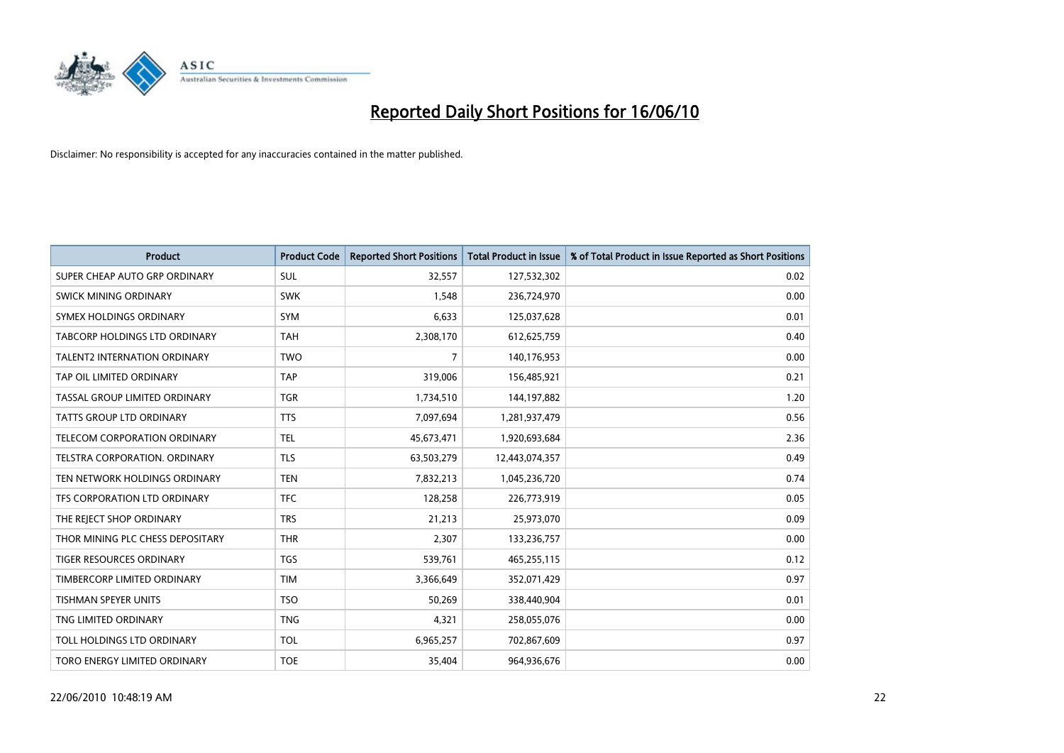# Reported Daily Short Positions for 16/06/10

Disclaimer: No responsibility is accepted for any inaccuracies contained in the matter published.

| Product | Product Code | Reported Short Positions | Total Product in Issue | % of Total Product in Issue Reported as Short Positions |
|---|---|---|---|---|
| SUPER CHEAP AUTO GRP ORDINARY | SUL | 32,557 | 127,532,302 | 0.02 |
| SWICK MINING ORDINARY | SWK | 1,548 | 236,724,970 | 0.00 |
| SYMEX HOLDINGS ORDINARY | SYM | 6,633 | 125,037,628 | 0.01 |
| TABCORP HOLDINGS LTD ORDINARY | TAH | 2,308,170 | 612,625,759 | 0.40 |
| TALENT2 INTERNATION ORDINARY | TWO | 7 | 140,176,953 | 0.00 |
| TAP OIL LIMITED ORDINARY | TAP | 319,006 | 156,485,921 | 0.21 |
| TASSAL GROUP LIMITED ORDINARY | TGR | 1,734,510 | 144,197,882 | 1.20 |
| TATTS GROUP LTD ORDINARY | TTS | 7,097,694 | 1,281,937,479 | 0.56 |
| TELECOM CORPORATION ORDINARY | TEL | 45,673,471 | 1,920,693,684 | 2.36 |
| TELSTRA CORPORATION. ORDINARY | TLS | 63,503,279 | 12,443,074,357 | 0.49 |
| TEN NETWORK HOLDINGS ORDINARY | TEN | 7,832,213 | 1,045,236,720 | 0.74 |
| TFS CORPORATION LTD ORDINARY | TFC | 128,258 | 226,773,919 | 0.05 |
| THE REJECT SHOP ORDINARY | TRS | 21,213 | 25,973,070 | 0.09 |
| THOR MINING PLC CHESS DEPOSITARY | THR | 2,307 | 133,236,757 | 0.00 |
| TIGER RESOURCES ORDINARY | TGS | 539,761 | 465,255,115 | 0.12 |
| TIMBERCORP LIMITED ORDINARY | TIM | 3,366,649 | 352,071,429 | 0.97 |
| TISHMAN SPEYER UNITS | TSO | 50,269 | 338,440,904 | 0.01 |
| TNG LIMITED ORDINARY | TNG | 4,321 | 258,055,076 | 0.00 |
| TOLL HOLDINGS LTD ORDINARY | TOL | 6,965,257 | 702,867,609 | 0.97 |
| TORO ENERGY LIMITED ORDINARY | TOE | 35,404 | 964,936,676 | 0.00 |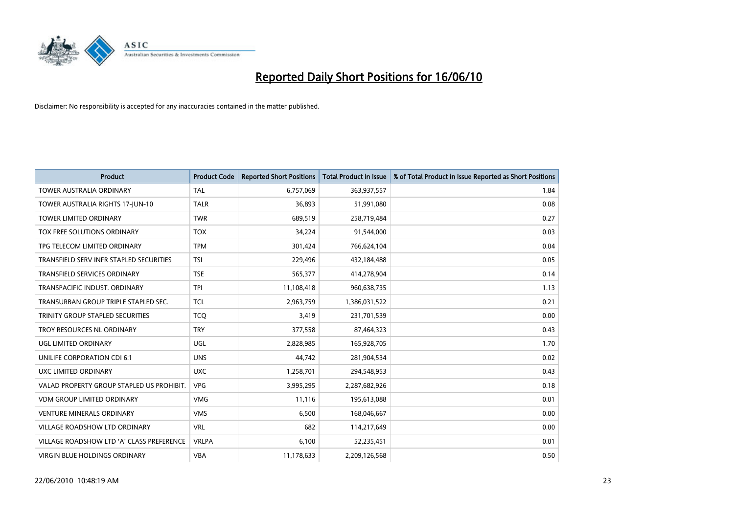# Reported Daily Short Positions for 16/06/10

Disclaimer: No responsibility is accepted for any inaccuracies contained in the matter published.

| Product | Product Code | Reported Short Positions | Total Product in Issue | % of Total Product in Issue Reported as Short Positions |
|---|---|---|---|---|
| TOWER AUSTRALIA ORDINARY | TAL | 6,757,069 | 363,937,557 | 1.84 |
| TOWER AUSTRALIA RIGHTS 17-JUN-10 | TALR | 36,893 | 51,991,080 | 0.08 |
| TOWER LIMITED ORDINARY | TWR | 689,519 | 258,719,484 | 0.27 |
| TOX FREE SOLUTIONS ORDINARY | TOX | 34,224 | 91,544,000 | 0.03 |
| TPG TELECOM LIMITED ORDINARY | TPM | 301,424 | 766,624,104 | 0.04 |
| TRANSFIELD SERV INFR STAPLED SECURITIES | TSI | 229,496 | 432,184,488 | 0.05 |
| TRANSFIELD SERVICES ORDINARY | TSE | 565,377 | 414,278,904 | 0.14 |
| TRANSPACIFIC INDUST. ORDINARY | TPI | 11,108,418 | 960,638,735 | 1.13 |
| TRANSURBAN GROUP TRIPLE STAPLED SEC. | TCL | 2,963,759 | 1,386,031,522 | 0.21 |
| TRINITY GROUP STAPLED SECURITIES | TCQ | 3,419 | 231,701,539 | 0.00 |
| TROY RESOURCES NL ORDINARY | TRY | 377,558 | 87,464,323 | 0.43 |
| UGL LIMITED ORDINARY | UGL | 2,828,985 | 165,928,705 | 1.70 |
| UNILIFE CORPORATION CDI 6:1 | UNS | 44,742 | 281,904,534 | 0.02 |
| UXC LIMITED ORDINARY | UXC | 1,258,701 | 294,548,953 | 0.43 |
| VALAD PROPERTY GROUP STAPLED US PROHIBIT. | VPG | 3,995,295 | 2,287,682,926 | 0.18 |
| VDM GROUP LIMITED ORDINARY | VMG | 11,116 | 195,613,088 | 0.01 |
| VENTURE MINERALS ORDINARY | VMS | 6,500 | 168,046,667 | 0.00 |
| VILLAGE ROADSHOW LTD ORDINARY | VRL | 682 | 114,217,649 | 0.00 |
| VILLAGE ROADSHOW LTD 'A' CLASS PREFERENCE | VRLPA | 6,100 | 52,235,451 | 0.01 |
| VIRGIN BLUE HOLDINGS ORDINARY | VBA | 11,178,633 | 2,209,126,568 | 0.50 |

22/06/2010 10:48:19 AM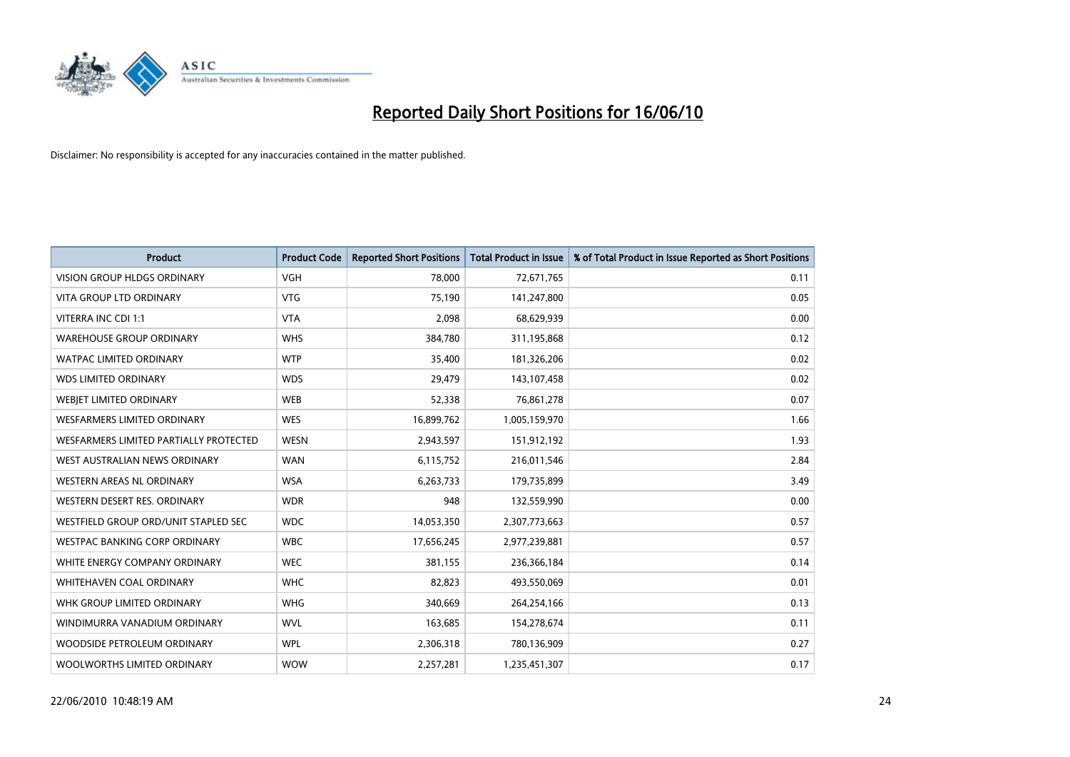# Reported Daily Short Positions for 16/06/10

Disclaimer: No responsibility is accepted for any inaccuracies contained in the matter published.

| Product | Product Code | Reported Short Positions | Total Product in Issue | % of Total Product in Issue Reported as Short Positions |
|---|---|---|---|---|
| VISION GROUP HLDGS ORDINARY | VGH | 78,000 | 72,671,765 | 0.11 |
| VITA GROUP LTD ORDINARY | VTG | 75,190 | 141,247,800 | 0.05 |
| VITERRA INC CDI 1:1 | VTA | 2,098 | 68,629,939 | 0.00 |
| WAREHOUSE GROUP ORDINARY | WHS | 384,780 | 311,195,868 | 0.12 |
| WATPAC LIMITED ORDINARY | WTP | 35,400 | 181,326,206 | 0.02 |
| WDS LIMITED ORDINARY | WDS | 29,479 | 143,107,458 | 0.02 |
| WEBJET LIMITED ORDINARY | WEB | 52,338 | 76,861,278 | 0.07 |
| WESFARMERS LIMITED ORDINARY | WES | 16,899,762 | 1,005,159,970 | 1.66 |
| WESFARMERS LIMITED PARTIALLY PROTECTED | WESN | 2,943,597 | 151,912,192 | 1.93 |
| WEST AUSTRALIAN NEWS ORDINARY | WAN | 6,115,752 | 216,011,546 | 2.84 |
| WESTERN AREAS NL ORDINARY | WSA | 6,263,733 | 179,735,899 | 3.49 |
| WESTERN DESERT RES. ORDINARY | WDR | 948 | 132,559,990 | 0.00 |
| WESTFIELD GROUP ORD/UNIT STAPLED SEC | WDC | 14,053,350 | 2,307,773,663 | 0.57 |
| WESTPAC BANKING CORP ORDINARY | WBC | 17,656,245 | 2,977,239,881 | 0.57 |
| WHITE ENERGY COMPANY ORDINARY | WEC | 381,155 | 236,366,184 | 0.14 |
| WHITEHAVEN COAL ORDINARY | WHC | 82,823 | 493,550,069 | 0.01 |
| WHK GROUP LIMITED ORDINARY | WHG | 340,669 | 264,254,166 | 0.13 |
| WINDIMURRA VANADIUM ORDINARY | WVL | 163,685 | 154,278,674 | 0.11 |
| WOODSIDE PETROLEUM ORDINARY | WPL | 2,306,318 | 780,136,909 | 0.27 |
| WOOLWORTHS LIMITED ORDINARY | WOW | 2,257,281 | 1,235,451,307 | 0.17 |

22/06/2010 10:48:19 AM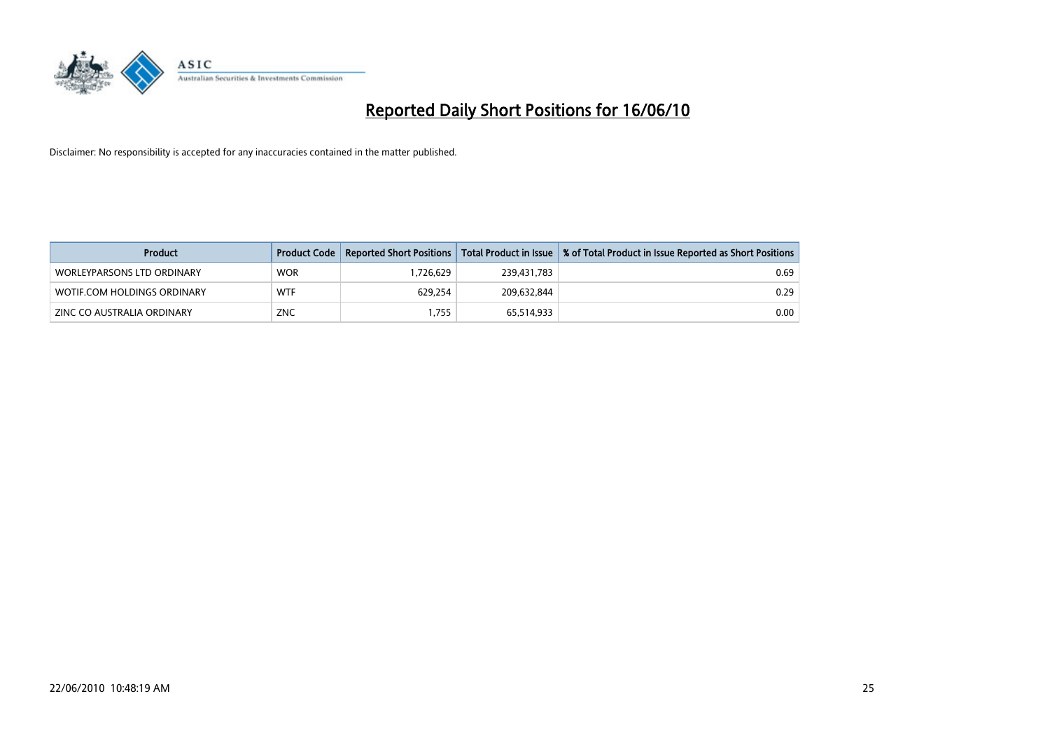# Reported Daily Short Positions for 16/06/10

Disclaimer: No responsibility is accepted for any inaccuracies contained in the matter published.

| Product | Product Code | Reported Short Positions | Total Product in Issue | % of Total Product in Issue Reported as Short Positions |
|---|---|---|---|---|
| WORLEYPARSONS LTD ORDINARY | WOR | 1,726,629 | 239,431,783 | 0.69 |
| WOTIF.COM HOLDINGS ORDINARY | WTF | 629,254 | 209,632,844 | 0.29 |
| ZINC CO AUSTRALIA ORDINARY | ZNC | 1,755 | 65,514,933 | 0.00 |

22/06/2010 10:48:19 AM